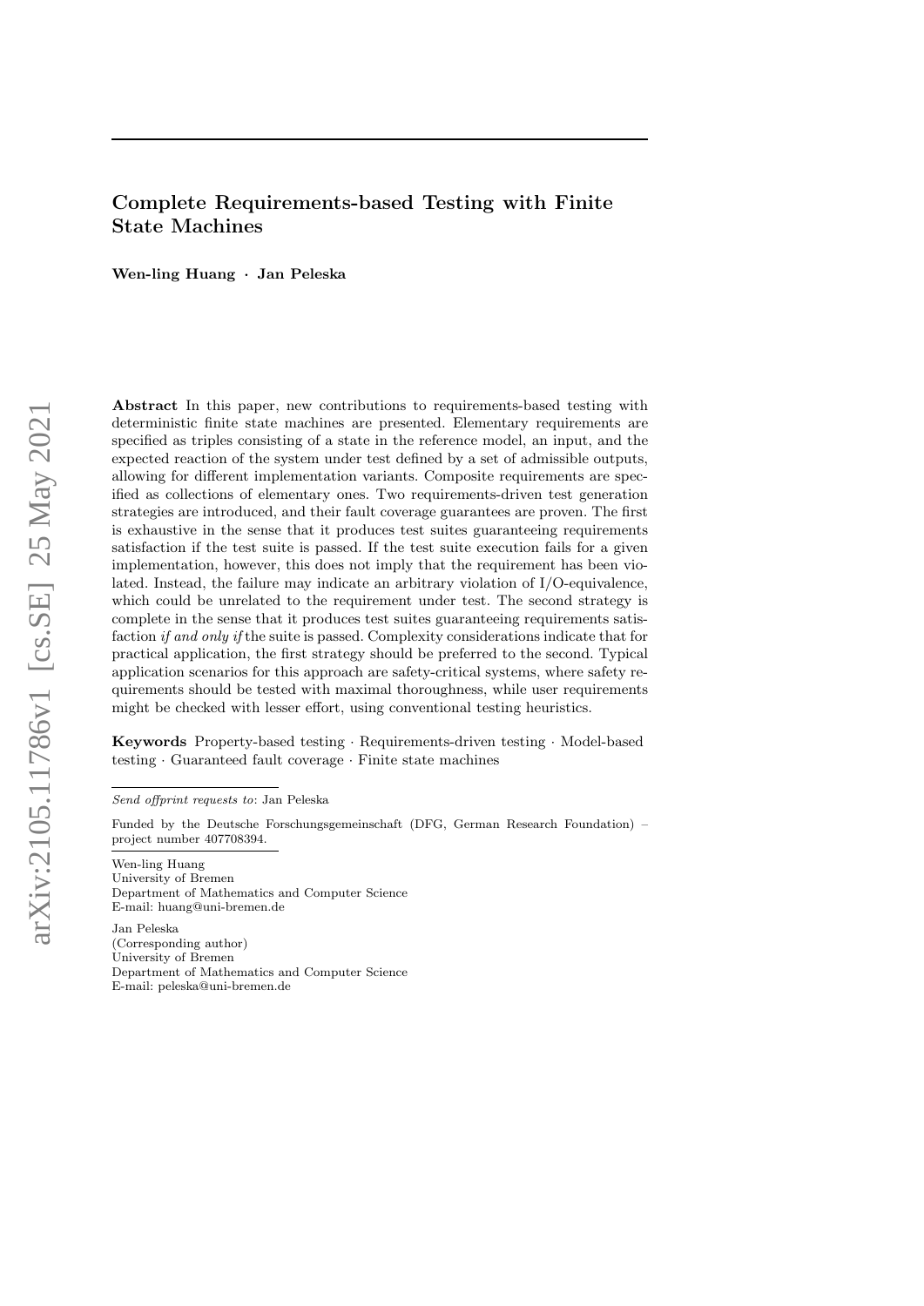# Complete Requirements-based Testing with Finite State Machines

**Wen-ling Huang · Jan Peleska**

**Abstract** In this paper, new contributions to requirements-based testing with deterministic finite state machines are presented. Elementary requirements are specified as triples consisting of a state in the reference model, an input, and the expected reaction of the system under test defined by a set of admissible outputs, allowing for different implementation variants. Composite requirements are specified as collections of elementary ones. Two requirements-driven test generation strategies are introduced, and their fault coverage guarantees are proven. The first is exhaustive in the sense that it produces test suites guaranteeing requirements satisfaction if the test suite is passed. If the test suite execution fails for a given implementation, however, this does not imply that the requirement has been violated. Instead, the failure may indicate an arbitrary violation of I/O-equivalence, which could be unrelated to the requirement under test. The second strategy is complete in the sense that it produces test suites guaranteeing requirements satisfaction *if and only if* the suite is passed. Complexity considerations indicate that for practical application, the first strategy should be preferred to the second. Typical application scenarios for this approach are safety-critical systems, where safety requirements should be tested with maximal thoroughness, while user requirements might be checked with lesser effort, using conventional testing heuristics.

**Keywords** Property-based testing · Requirements-driven testing · Model-based testing · Guaranteed fault coverage · Finite state machines

*Send offprint requests to*: Jan Peleska

Funded by the Deutsche Forschungsgemeinschaft (DFG, German Research Foundation) – project number 407708394.

Wen-ling Huang
University of Bremen
Department of Mathematics and Computer Science
E-mail: huang@uni-bremen.de

Jan Peleska
(Corresponding author)
University of Bremen
Department of Mathematics and Computer Science
E-mail: peleska@uni-bremen.de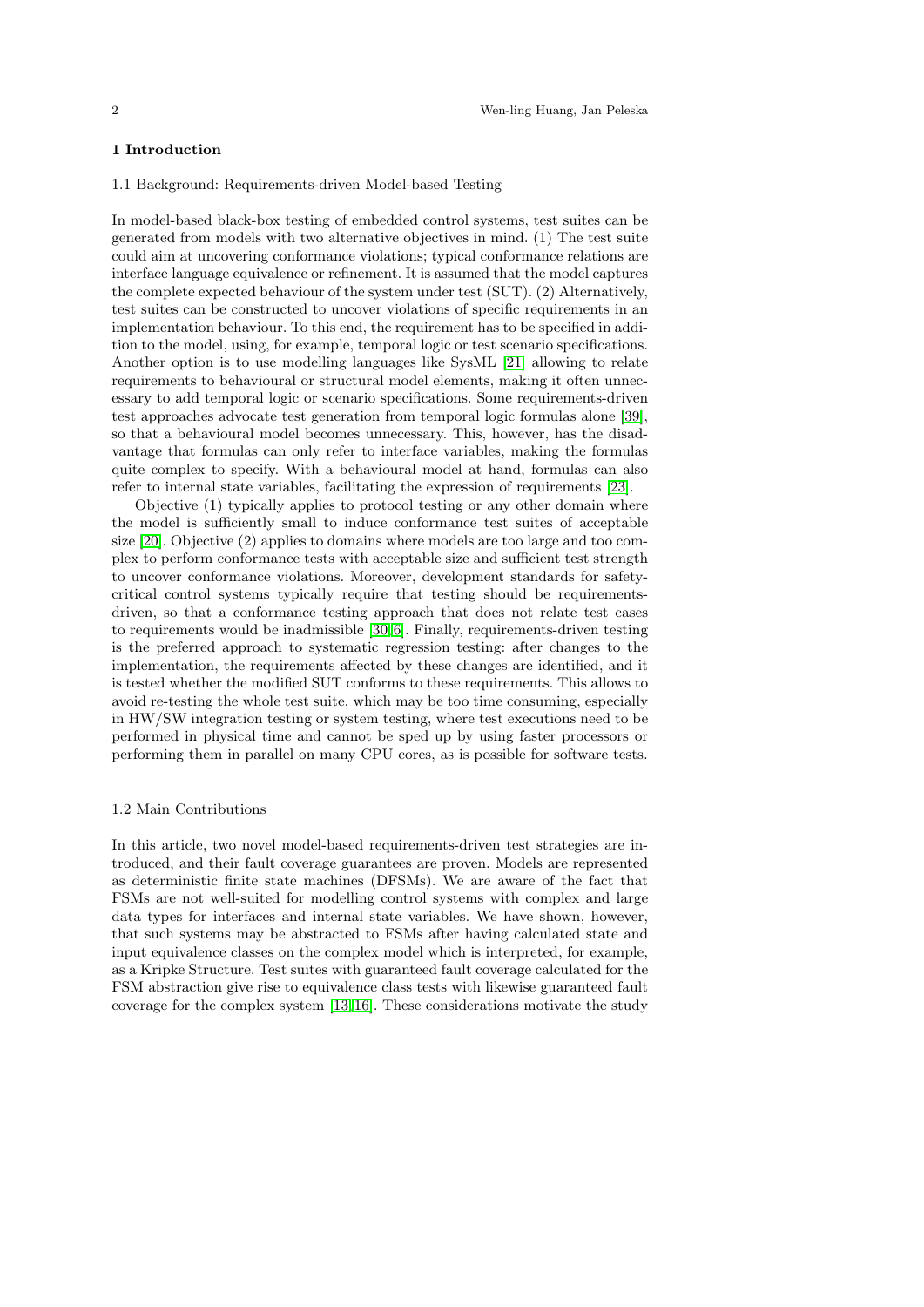## 1 Introduction

### 1.1 Background: Requirements-driven Model-based Testing

In model-based black-box testing of embedded control systems, test suites can be generated from models with two alternative objectives in mind. (1) The test suite could aim at uncovering conformance violations; typical conformance relations are interface language equivalence or refinement. It is assumed that the model captures the complete expected behaviour of the system under test (SUT). (2) Alternatively, test suites can be constructed to uncover violations of specific requirements in an implementation behaviour. To this end, the requirement has to be specified in addition to the model, using, for example, temporal logic or test scenario specifications. Another option is to use modelling languages like SysML [21] allowing to relate requirements to behavioural or structural model elements, making it often unnecessary to add temporal logic or scenario specifications. Some requirements-driven test approaches advocate test generation from temporal logic formulas alone [39], so that a behavioural model becomes unnecessary. This, however, has the disadvantage that formulas can only refer to interface variables, making the formulas quite complex to specify. With a behavioural model at hand, formulas can also refer to internal state variables, facilitating the expression of requirements [23].

Objective (1) typically applies to protocol testing or any other domain where the model is sufficiently small to induce conformance test suites of acceptable size [20]. Objective (2) applies to domains where models are too large and too complex to perform conformance tests with acceptable size and sufficient test strength to uncover conformance violations. Moreover, development standards for safety-critical control systems typically require that testing should be requirements-driven, so that a conformance testing approach that does not relate test cases to requirements would be inadmissible [30,6]. Finally, requirements-driven testing is the preferred approach to systematic regression testing: after changes to the implementation, the requirements affected by these changes are identified, and it is tested whether the modified SUT conforms to these requirements. This allows to avoid re-testing the whole test suite, which may be too time consuming, especially in HW/SW integration testing or system testing, where test executions need to be performed in physical time and cannot be sped up by using faster processors or performing them in parallel on many CPU cores, as is possible for software tests.

### 1.2 Main Contributions

In this article, two novel model-based requirements-driven test strategies are introduced, and their fault coverage guarantees are proven. Models are represented as deterministic finite state machines (DFSMs). We are aware of the fact that FSMs are not well-suited for modelling control systems with complex and large data types for interfaces and internal state variables. We have shown, however, that such systems may be abstracted to FSMs after having calculated state and input equivalence classes on the complex model which is interpreted, for example, as a Kripke Structure. Test suites with guaranteed fault coverage calculated for the FSM abstraction give rise to equivalence class tests with likewise guaranteed fault coverage for the complex system [13,16]. These considerations motivate the study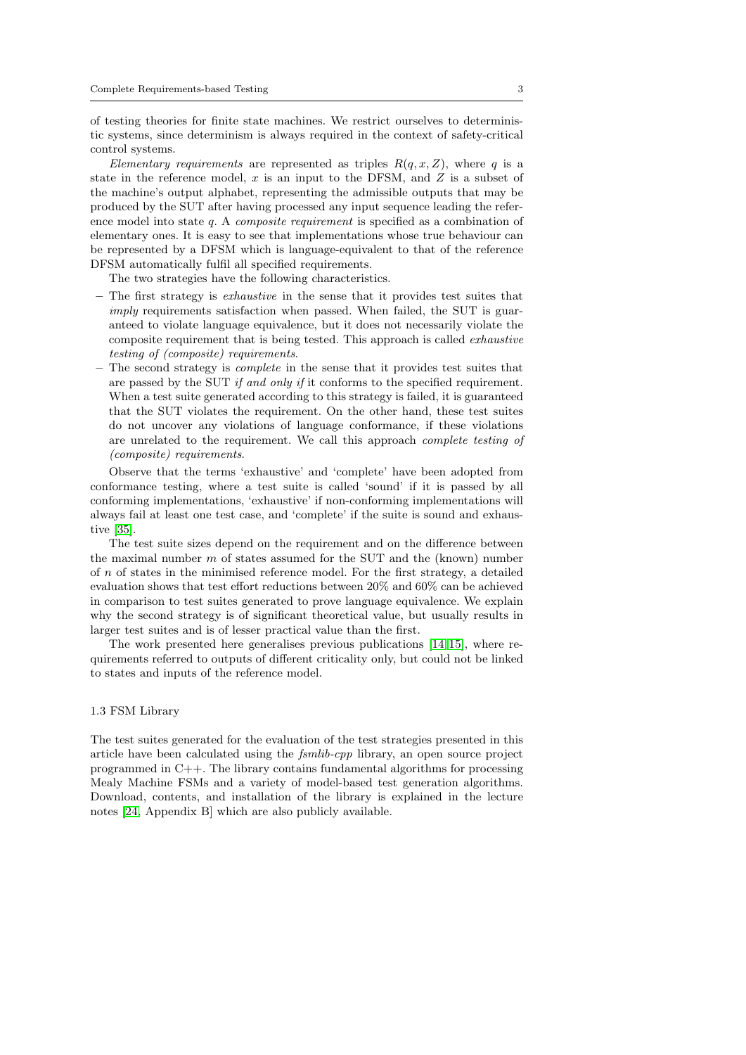of testing theories for finite state machines. We restrict ourselves to deterministic systems, since determinism is always required in the context of safety-critical control systems.

*Elementary requirements* are represented as triples $R(q, x, Z)$, where $q$ is a state in the reference model, $x$ is an input to the DFSM, and $Z$ is a subset of the machine's output alphabet, representing the admissible outputs that may be produced by the SUT after having processed any input sequence leading the reference model into state $q$. A *composite requirement* is specified as a combination of elementary ones. It is easy to see that implementations whose true behaviour can be represented by a DFSM which is language-equivalent to that of the reference DFSM automatically fulfil all specified requirements.

The two strategies have the following characteristics.

- The first strategy is *exhaustive* in the sense that it provides test suites that *imply* requirements satisfaction when passed. When failed, the SUT is guaranteed to violate language equivalence, but it does not necessarily violate the composite requirement that is being tested. This approach is called *exhaustive testing of (composite) requirements*.
- The second strategy is *complete* in the sense that it provides test suites that are passed by the SUT *if and only if* it conforms to the specified requirement. When a test suite generated according to this strategy is failed, it is guaranteed that the SUT violates the requirement. On the other hand, these test suites do not uncover any violations of language conformance, if these violations are unrelated to the requirement. We call this approach *complete testing of (composite) requirements*.

Observe that the terms 'exhaustive' and 'complete' have been adopted from conformance testing, where a test suite is called 'sound' if it is passed by all conforming implementations, 'exhaustive' if non-conforming implementations will always fail at least one test case, and 'complete' if the suite is sound and exhaustive [35].

The test suite sizes depend on the requirement and on the difference between the maximal number $m$ of states assumed for the SUT and the (known) number of $n$ of states in the minimised reference model. For the first strategy, a detailed evaluation shows that test effort reductions between 20% and 60% can be achieved in comparison to test suites generated to prove language equivalence. We explain why the second strategy is of significant theoretical value, but usually results in larger test suites and is of lesser practical value than the first.

The work presented here generalises previous publications [14,15], where requirements referred to outputs of different criticality only, but could not be linked to states and inputs of the reference model.

### 1.3 FSM Library

The test suites generated for the evaluation of the test strategies presented in this article have been calculated using the *fsmlib-cpp* library, an open source project programmed in C++. The library contains fundamental algorithms for processing Mealy Machine FSMs and a variety of model-based test generation algorithms. Download, contents, and installation of the library is explained in the lecture notes [24, Appendix B] which are also publicly available.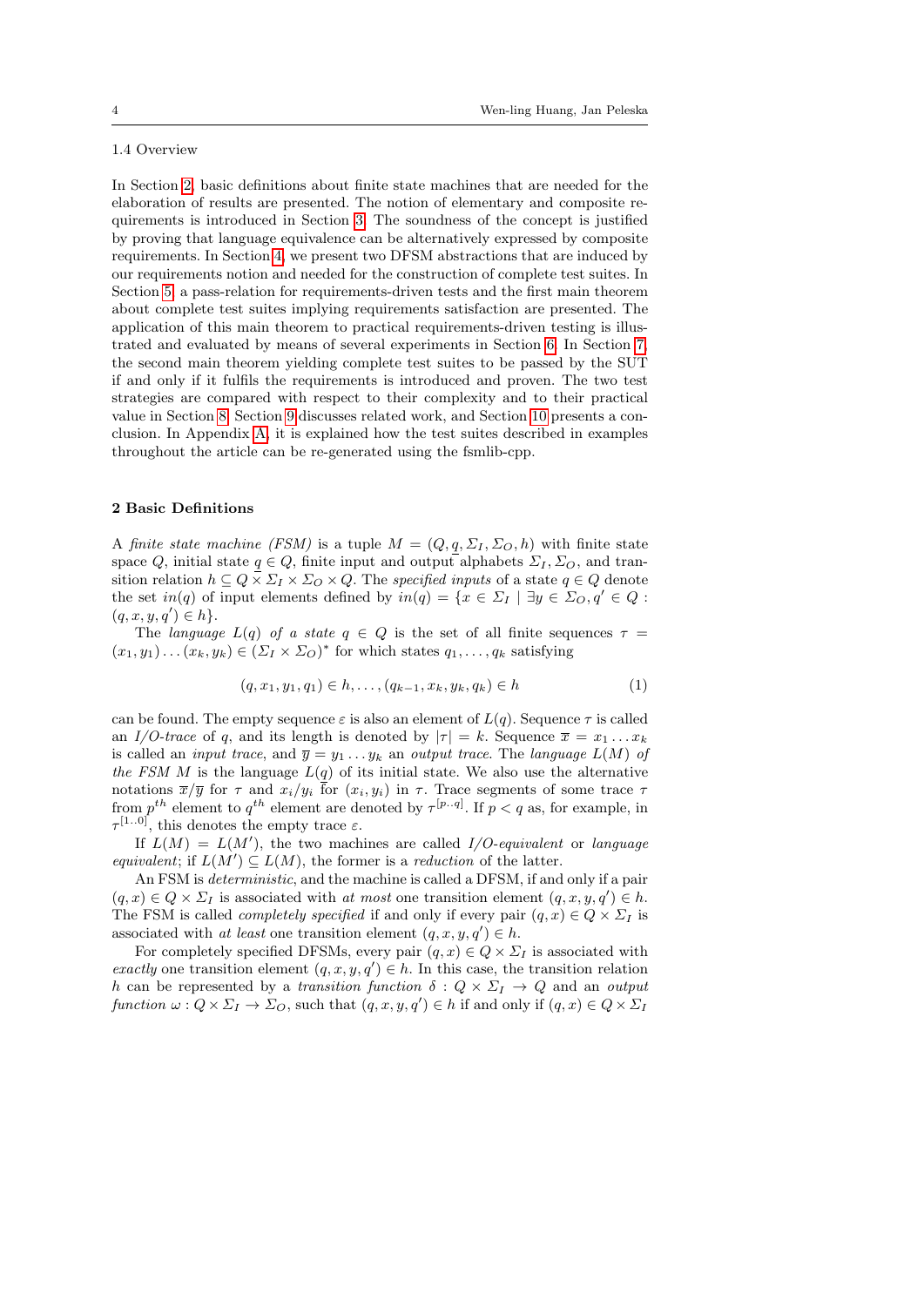### 1.4 Overview

In Section 2, basic definitions about finite state machines that are needed for the elaboration of results are presented. The notion of elementary and composite requirements is introduced in Section 3. The soundness of the concept is justified by proving that language equivalence can be alternatively expressed by composite requirements. In Section 4, we present two DFSM abstractions that are induced by our requirements notion and needed for the construction of complete test suites. In Section 5, a pass-relation for requirements-driven tests and the first main theorem about complete test suites implying requirements satisfaction are presented. The application of this main theorem to practical requirements-driven testing is illustrated and evaluated by means of several experiments in Section 6. In Section 7, the second main theorem yielding complete test suites to be passed by the SUT if and only if it fulfils the requirements is introduced and proven. The two test strategies are compared with respect to their complexity and to their practical value in Section 8. Section 9 discusses related work, and Section 10 presents a conclusion. In Appendix A, it is explained how the test suites described in examples throughout the article can be re-generated using the fsmlib-cpp.

## 2 Basic Definitions

A *finite state machine (FSM)* is a tuple $M = (Q, \underline{q}, \Sigma_I, \Sigma_O, h)$ with finite state space $Q$, initial state $\underline{q} \in Q$, finite input and output alphabets $\Sigma_I, \Sigma_O$, and transition relation $h \subseteq Q \times \Sigma_I \times \Sigma_O \times Q$. The *specified inputs* of a state $q \in Q$ denote the set $in(q)$ of input elements defined by $in(q) = \{x \in \Sigma_I \mid \exists y \in \Sigma_O, q' \in Q : (q, x, y, q') \in h\}$.

The *language* $L(q)$ *of a state* $q \in Q$ is the set of all finite sequences $\tau = (x_1, y_1) \ldots (x_k, y_k) \in (\Sigma_I \times \Sigma_O)^*$ for which states $q_1, \ldots, q_k$ satisfying

$$(q, x_1, y_1, q_1) \in h, \ldots, (q_{k-1}, x_k, y_k, q_k) \in h \tag{1}$$

can be found. The empty sequence $\varepsilon$ is also an element of $L(q)$. Sequence $\tau$ is called an *I/O-trace* of $q$, and its length is denoted by $|\tau| = k$. Sequence $\overline{x} = x_1 \ldots x_k$ is called an *input trace*, and $\overline{y} = y_1 \ldots y_k$ an *output trace*. The *language* $L(M)$ *of the FSM* $M$ is the language $L(\underline{q})$ of its initial state. We also use the alternative notations $\overline{x}/\overline{y}$ for $\tau$ and $x_i/y_i$ for $(x_i, y_i)$ in $\tau$. Trace segments of some trace $\tau$ from $p^{th}$ element to $q^{th}$ element are denoted by $\tau^{[p..q]}$. If $p < q$ as, for example, in $\tau^{[1..0]}$, this denotes the empty trace $\varepsilon$.

If $L(M) = L(M')$, the two machines are called *I/O-equivalent* or *language equivalent*; if $L(M') \subseteq L(M)$, the former is a *reduction* of the latter.

An FSM is *deterministic*, and the machine is called a DFSM, if and only if a pair $(q, x) \in Q \times \Sigma_I$ is associated with *at most* one transition element $(q, x, y, q') \in h$. The FSM is called *completely specified* if and only if every pair $(q, x) \in Q \times \Sigma_I$ is associated with *at least* one transition element $(q, x, y, q') \in h$.

For completely specified DFSMs, every pair $(q, x) \in Q \times \Sigma_I$ is associated with *exactly* one transition element $(q, x, y, q') \in h$. In this case, the transition relation $h$ can be represented by a *transition function* $\delta : Q \times \Sigma_I \to Q$ and an *output function* $\omega : Q \times \Sigma_I \to \Sigma_O$, such that $(q, x, y, q') \in h$ if and only if $(q, x) \in Q \times \Sigma_I$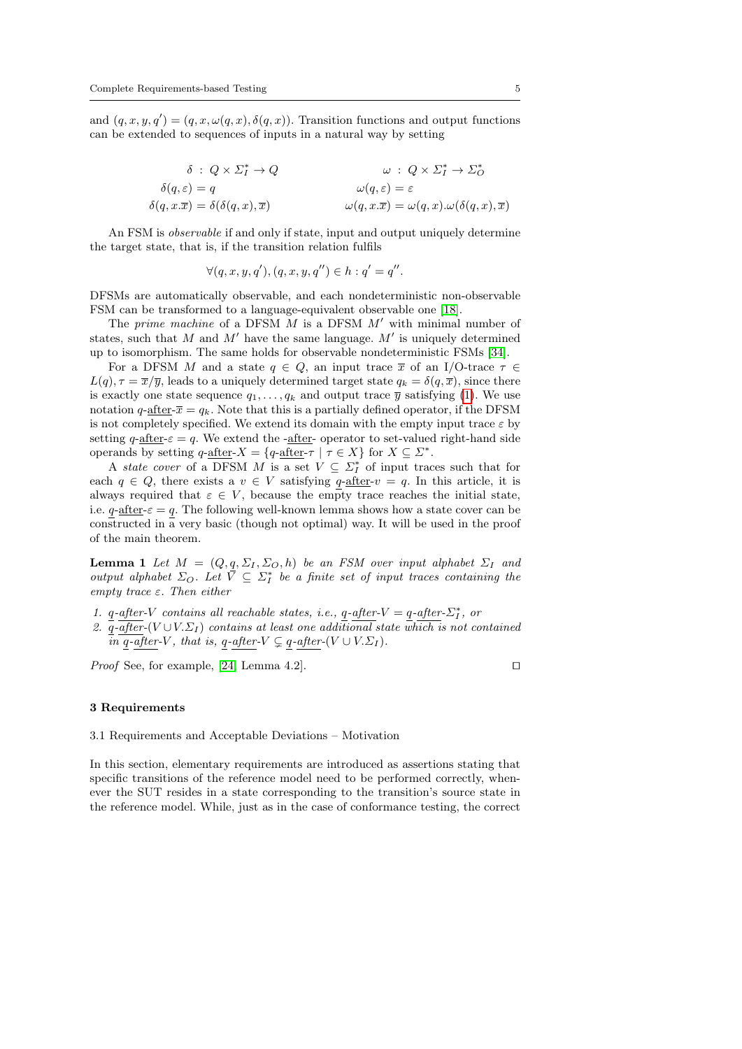and $(q, x, y, q') = (q, x, \omega(q, x), \delta(q, x))$. Transition functions and output functions can be extended to sequences of inputs in a natural way by setting

$$
\begin{aligned}
&\delta : Q \times \Sigma_I^* \to Q && \omega : Q \times \Sigma_I^* \to \Sigma_O^* \\
&\delta(q, \varepsilon) = q && \omega(q, \varepsilon) = \varepsilon \\
&\delta(q, x.\overline{x}) = \delta(\delta(q, x), \overline{x}) && \omega(q, x.\overline{x}) = \omega(q, x).\omega(\delta(q, x), \overline{x})
\end{aligned}
$$

An FSM is *observable* if and only if state, input and output uniquely determine the target state, that is, if the transition relation fulfils

$$\forall (q, x, y, q'), (q, x, y, q'') \in h : q' = q''.$$

DFSMs are automatically observable, and each nondeterministic non-observable FSM can be transformed to a language-equivalent observable one [18].

The *prime machine* of a DFSM $M$ is a DFSM $M'$ with minimal number of states, such that $M$ and $M'$ have the same language. $M'$ is uniquely determined up to isomorphism. The same holds for observable nondeterministic FSMs [34].

For a DFSM $M$ and a state $q \in Q$, an input trace $\overline{x}$ of an I/O-trace $\tau \in L(q), \tau = \overline{x}/\overline{y}$, leads to a uniquely determined target state $q_k = \delta(q, \overline{x})$, since there is exactly one state sequence $q_1, \dots, q_k$ and output trace $\overline{y}$ satisfying (1). We use notation $q\text{-}\underline{\text{after}}\text{-}\overline{x} = q_k$. Note that this is a partially defined operator, if the DFSM is not completely specified. We extend its domain with the empty input trace $\varepsilon$ by setting $q\text{-}\underline{\text{after}}\text{-}\varepsilon = q$. We extend the -$\underline{\text{after}}$- operator to set-valued right-hand side operands by setting $q\text{-}\underline{\text{after}}\text{-}X = \{q\text{-}\underline{\text{after}}\text{-}\tau \mid \tau \in X\}$ for $X \subseteq \Sigma^*$.

A *state cover* of a DFSM $M$ is a set $V \subseteq \Sigma_I^*$ of input traces such that for each $q \in Q$, there exists a $v \in V$ satisfying $\underline{q}\text{-}\underline{\text{after}}\text{-}v = q$. In this article, it is always required that $\varepsilon \in V$, because the empty trace reaches the initial state, i.e. $\underline{q}\text{-}\underline{\text{after}}\text{-}\varepsilon = \underline{q}$. The following well-known lemma shows how a state cover can be constructed in a very basic (though not optimal) way. It will be used in the proof of the main theorem.

**Lemma 1** *Let $M = (Q, \underline{q}, \Sigma_I, \Sigma_O, h)$ be an FSM over input alphabet $\Sigma_I$ and output alphabet $\Sigma_O$. Let $V \subseteq \Sigma_I^*$ be a finite set of input traces containing the empty trace $\varepsilon$. Then either*

1. *$\underline{q}\text{-}\underline{\text{after}}\text{-}V$ contains all reachable states, i.e., $\underline{q}\text{-}\underline{\text{after}}\text{-}V = \underline{q}\text{-}\underline{\text{after}}\text{-}\Sigma_I^*$, or*
2. *$\underline{q}\text{-}\underline{\text{after}}\text{-}(V \cup V.\Sigma_I)$ contains at least one additional state which is not contained in $\underline{q}\text{-}\underline{\text{after}}\text{-}V$, that is, $\underline{q}\text{-}\underline{\text{after}}\text{-}V \subsetneq \underline{q}\text{-}\underline{\text{after}}\text{-}(V \cup V.\Sigma_I)$.*

*Proof* See, for example, [24, Lemma 4.2]. □

## 3 Requirements

### 3.1 Requirements and Acceptable Deviations – Motivation

In this section, elementary requirements are introduced as assertions stating that specific transitions of the reference model need to be performed correctly, whenever the SUT resides in a state corresponding to the transition's source state in the reference model. While, just as in the case of conformance testing, the correct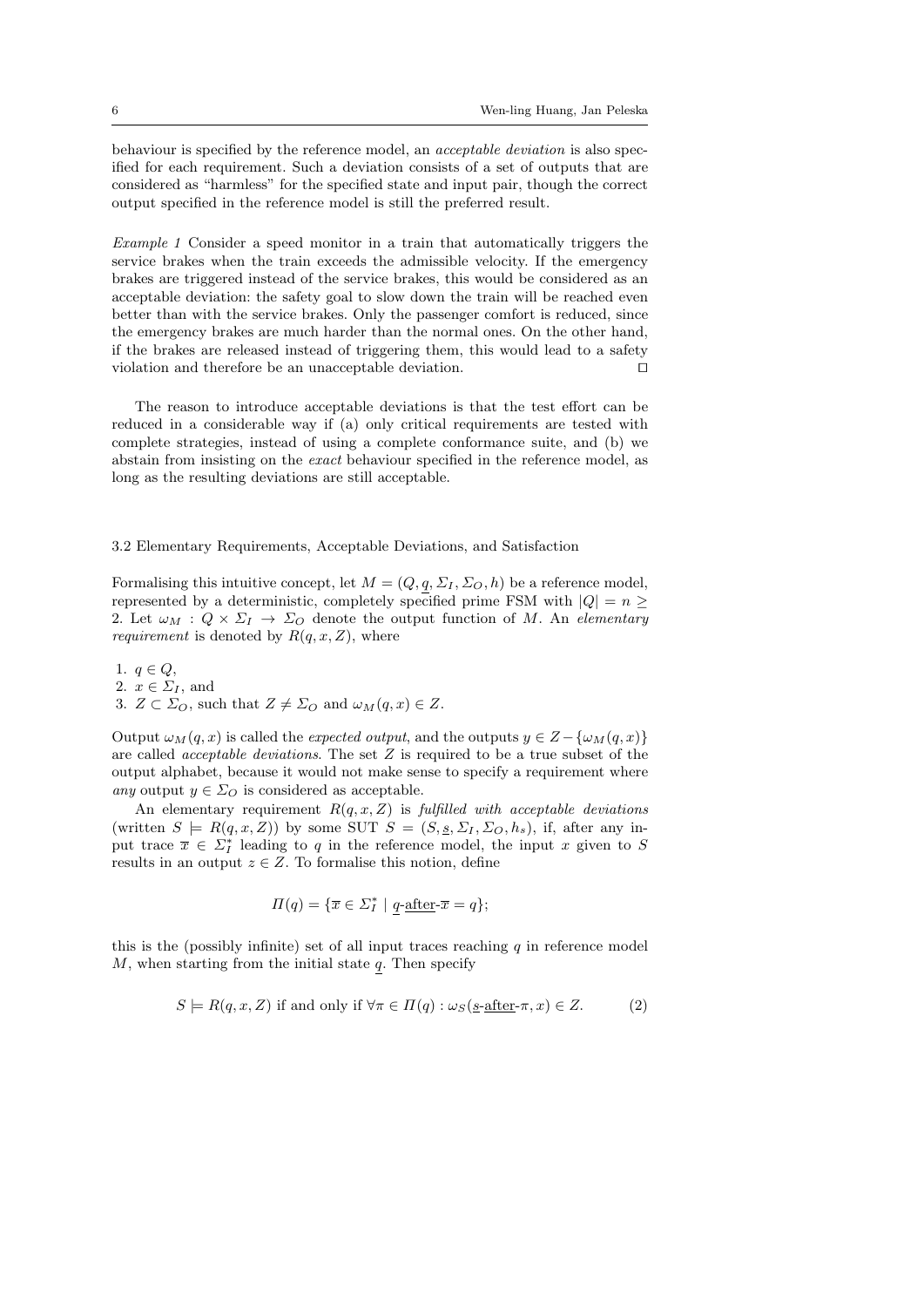behaviour is specified by the reference model, an *acceptable deviation* is also specified for each requirement. Such a deviation consists of a set of outputs that are considered as "harmless" for the specified state and input pair, though the correct output specified in the reference model is still the preferred result.

*Example 1* Consider a speed monitor in a train that automatically triggers the service brakes when the train exceeds the admissible velocity. If the emergency brakes are triggered instead of the service brakes, this would be considered as an acceptable deviation: the safety goal to slow down the train will be reached even better than with the service brakes. Only the passenger comfort is reduced, since the emergency brakes are much harder than the normal ones. On the other hand, if the brakes are released instead of triggering them, this would lead to a safety violation and therefore be an unacceptable deviation. □

The reason to introduce acceptable deviations is that the test effort can be reduced in a considerable way if (a) only critical requirements are tested with complete strategies, instead of using a complete conformance suite, and (b) we abstain from insisting on the *exact* behaviour specified in the reference model, as long as the resulting deviations are still acceptable.

### 3.2 Elementary Requirements, Acceptable Deviations, and Satisfaction

Formalising this intuitive concept, let $M = (Q, \underline{q}, \Sigma_I, \Sigma_O, h)$ be a reference model, represented by a deterministic, completely specified prime FSM with $|Q| = n \geq 2$. Let $\omega_M : Q \times \Sigma_I \rightarrow \Sigma_O$ denote the output function of $M$. An *elementary requirement* is denoted by $R(q, x, Z)$, where

1. $q \in Q$,
2. $x \in \Sigma_I$, and
3. $Z \subset \Sigma_O$, such that $Z \neq \Sigma_O$ and $\omega_M(q, x) \in Z$.

Output $\omega_M(q, x)$ is called the *expected output*, and the outputs $y \in Z - \{\omega_M(q, x)\}$ are called *acceptable deviations*. The set $Z$ is required to be a true subset of the output alphabet, because it would not make sense to specify a requirement where *any* output $y \in \Sigma_O$ is considered as acceptable.

An elementary requirement $R(q, x, Z)$ is *fulfilled with acceptable deviations* (written $S \models R(q, x, Z)$) by some SUT $S = (S, \underline{s}, \Sigma_I, \Sigma_O, h_s)$, if, after any input trace $\overline{x} \in \Sigma_I^*$ leading to $q$ in the reference model, the input $x$ given to $S$ results in an output $z \in Z$. To formalise this notion, define

$$\Pi(q) = \{\overline{x} \in \Sigma_I^* \mid \underline{q}\text{-}\underline{\text{after}}\text{-}\overline{x} = q\};$$

this is the (possibly infinite) set of all input traces reaching $q$ in reference model $M$, when starting from the initial state $\underline{q}$. Then specify

$$S \models R(q, x, Z) \text{ if and only if } \forall \pi \in \Pi(q) : \omega_S(\underline{s}\text{-}\underline{\text{after}}\text{-}\pi, x) \in Z. \tag{2}$$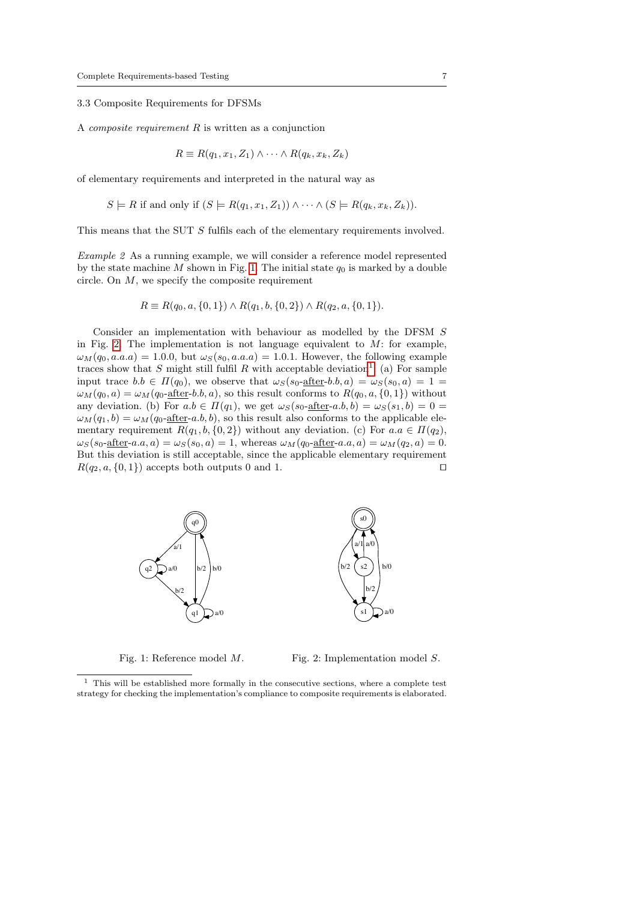### 3.3 Composite Requirements for DFSMs

A *composite requirement* $R$ is written as a conjunction

$$R \equiv R(q_1, x_1, Z_1) \wedge \cdots \wedge R(q_k, x_k, Z_k)$$

of elementary requirements and interpreted in the natural way as

$$S \models R \text{ if and only if } (S \models R(q_1, x_1, Z_1)) \wedge \cdots \wedge (S \models R(q_k, x_k, Z_k)).$$

This means that the SUT $S$ fulfils each of the elementary requirements involved.

*Example 2* As a running example, we will consider a reference model represented by the state machine $M$ shown in Fig. 1. The initial state $q_0$ is marked by a double circle. On $M$, we specify the composite requirement

$$R \equiv R(q_0, a, \{0, 1\}) \wedge R(q_1, b, \{0, 2\}) \wedge R(q_2, a, \{0, 1\}).$$

Consider an implementation with behaviour as modelled by the DFSM $S$ in Fig. 2. The implementation is not language equivalent to $M$: for example, $\omega_M(q_0, a.a.a) = 1.0.0$, but $\omega_S(s_0, a.a.a) = 1.0.1$. However, the following example traces show that $S$ might still fulfil $R$ with acceptable deviation[1]. (a) For sample input trace $b.b \in \Pi(q_0)$, we observe that $\omega_S(s_0\text{-}\underline{\text{after}}\text{-}b.b, a) = \omega_S(s_0, a) = 1 = \omega_M(q_0, a) = \omega_M(q_0\text{-}\underline{\text{after}}\text{-}b.b, a)$, so this result conforms to $R(q_0, a, \{0, 1\})$ without any deviation. (b) For $a.b \in \Pi(q_1)$, we get $\omega_S(s_0\text{-}\underline{\text{after}}\text{-}a.b, b) = \omega_S(s_1, b) = 0 = \omega_M(q_1, b) = \omega_M(q_0\text{-}\underline{\text{after}}\text{-}a.b, b)$, so this result also conforms to the applicable elementary requirement $R(q_1, b, \{0, 2\})$ without any deviation. (c) For $a.a \in \Pi(q_2)$, $\omega_S(s_0\text{-}\underline{\text{after}}\text{-}a.a, a) = \omega_S(s_0, a) = 1$, whereas $\omega_M(q_0\text{-}\underline{\text{after}}\text{-}a.a, a) = \omega_M(q_2, a) = 0$. But this deviation is still acceptable, since the applicable elementary requirement $R(q_2, a, \{0, 1\})$ accepts both outputs 0 and 1. □

Fig. 1: Reference model $M$.

Fig. 2: Implementation model $S$.

[1] This will be established more formally in the consecutive sections, where a complete test strategy for checking the implementation's compliance to composite requirements is elaborated.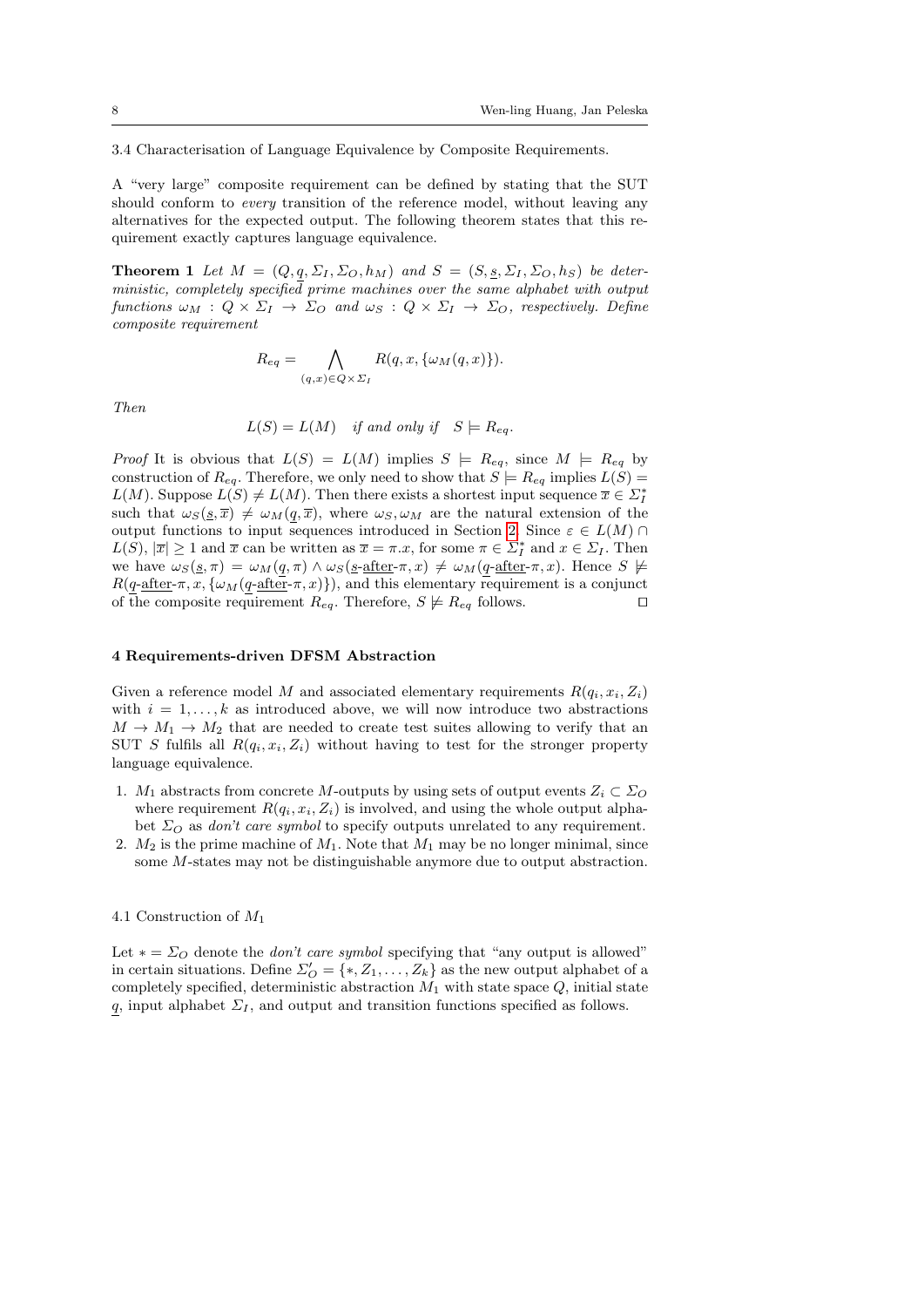3.4 Characterisation of Language Equivalence by Composite Requirements.

A "very large" composite requirement can be defined by stating that the SUT should conform to *every* transition of the reference model, without leaving any alternatives for the expected output. The following theorem states that this requirement exactly captures language equivalence.

**Theorem 1** *Let $M = (Q, \underline{q}, \Sigma_I, \Sigma_O, h_M)$ and $S = (S, \underline{s}, \Sigma_I, \Sigma_O, h_S)$ be deterministic, completely specified prime machines over the same alphabet with output functions $\omega_M : Q \times \Sigma_I \rightarrow \Sigma_O$ and $\omega_S : Q \times \Sigma_I \rightarrow \Sigma_O$, respectively. Define composite requirement*

$$R_{eq} = \bigwedge_{(q,x) \in Q \times \Sigma_I} R(q, x, \{\omega_M(q, x)\}).$$

*Then*

$$L(S) = L(M) \quad \text{if and only if} \quad S \models R_{eq}.$$

*Proof* It is obvious that $L(S) = L(M)$ implies $S \models R_{eq}$, since $M \models R_{eq}$ by construction of $R_{eq}$. Therefore, we only need to show that $S \models R_{eq}$ implies $L(S) = L(M)$. Suppose $L(S) \neq L(M)$. Then there exists a shortest input sequence $\overline{x} \in \Sigma_I^*$ such that $\omega_S(\underline{s}, \overline{x}) \neq \omega_M(\underline{q}, \overline{x})$, where $\omega_S, \omega_M$ are the natural extension of the output functions to input sequences introduced in Section 2. Since $\varepsilon \in L(M) \cap L(S)$, $|\overline{x}| \geq 1$ and $\overline{x}$ can be written as $\overline{x} = \pi.x$, for some $\pi \in \Sigma_I^*$ and $x \in \Sigma_I$. Then we have $\omega_S(\underline{s}, \pi) = \omega_M(\underline{q}, \pi) \wedge \omega_S(\underline{s}\text{-}\underline{\text{after}}\text{-}\pi, x) \neq \omega_M(\underline{q}\text{-}\underline{\text{after}}\text{-}\pi, x)$. Hence $S \not\models R(\underline{q}\text{-}\underline{\text{after}}\text{-}\pi, x, \{\omega_M(\underline{q}\text{-}\underline{\text{after}}\text{-}\pi, x)\})$, and this elementary requirement is a conjunct of the composite requirement $R_{eq}$. Therefore, $S \not\models R_{eq}$ follows. $\square$

## 4 Requirements-driven DFSM Abstraction

Given a reference model $M$ and associated elementary requirements $R(q_i, x_i, Z_i)$ with $i = 1, \ldots, k$ as introduced above, we will now introduce two abstractions $M \rightarrow M_1 \rightarrow M_2$ that are needed to create test suites allowing to verify that an SUT $S$ fulfils all $R(q_i, x_i, Z_i)$ without having to test for the stronger property language equivalence.

1. $M_1$ abstracts from concrete $M$-outputs by using sets of output events $Z_i \subset \Sigma_O$ where requirement $R(q_i, x_i, Z_i)$ is involved, and using the whole output alphabet $\Sigma_O$ as *don't care symbol* to specify outputs unrelated to any requirement.
2. $M_2$ is the prime machine of $M_1$. Note that $M_1$ may be no longer minimal, since some $M$-states may not be distinguishable anymore due to output abstraction.

4.1 Construction of $M_1$

Let $* = \Sigma_O$ denote the *don't care symbol* specifying that "any output is allowed" in certain situations. Define $\Sigma_O' = \{*, Z_1, \ldots, Z_k\}$ as the new output alphabet of a completely specified, deterministic abstraction $M_1$ with state space $Q$, initial state $\underline{q}$, input alphabet $\Sigma_I$, and output and transition functions specified as follows.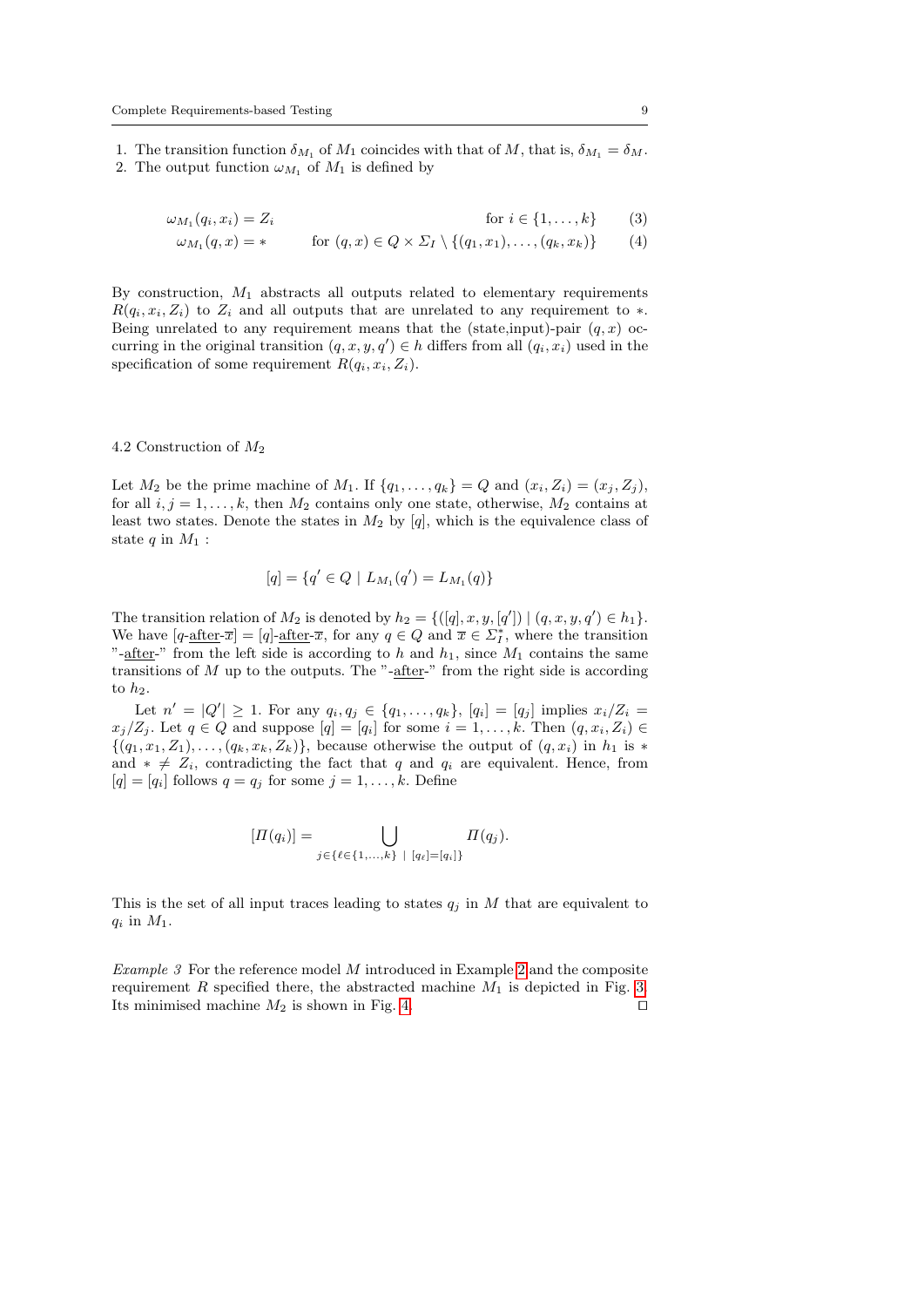1. The transition function $\delta_{M_1}$ of $M_1$ coincides with that of $M$, that is, $\delta_{M_1} = \delta_M$.
2. The output function $\omega_{M_1}$ of $M_1$ is defined by

$$\omega_{M_1}(q_i, x_i) = Z_i \qquad\qquad \text{for } i \in \{1, \ldots, k\} \tag{3}$$

$$\omega_{M_1}(q, x) = * \qquad \text{for } (q, x) \in Q \times \Sigma_I \setminus \{(q_1, x_1), \ldots, (q_k, x_k)\} \tag{4}$$

By construction, $M_1$ abstracts all outputs related to elementary requirements $R(q_i, x_i, Z_i)$ to $Z_i$ and all outputs that are unrelated to any requirement to $*$. Being unrelated to any requirement means that the (state,input)-pair $(q, x)$ occurring in the original transition $(q, x, y, q') \in h$ differs from all $(q_i, x_i)$ used in the specification of some requirement $R(q_i, x_i, Z_i)$.

### 4.2 Construction of $M_2$

Let $M_2$ be the prime machine of $M_1$. If $\{q_1, \ldots, q_k\} = Q$ and $(x_i, Z_i) = (x_j, Z_j)$, for all $i, j = 1, \ldots, k$, then $M_2$ contains only one state, otherwise, $M_2$ contains at least two states. Denote the states in $M_2$ by $[q]$, which is the equivalence class of state $q$ in $M_1$ :

$$[q] = \{q' \in Q \mid L_{M_1}(q') = L_{M_1}(q)\}$$

The transition relation of $M_2$ is denoted by $h_2 = \{([q], x, y, [q']) \mid (q, x, y, q') \in h_1\}$. We have $[q\text{-}\underline{\text{after}}\text{-}\overline{x}] = [q]\text{-}\underline{\text{after}}\text{-}\overline{x}$, for any $q \in Q$ and $\overline{x} \in \Sigma_I^*$, where the transition "-$\underline{\text{after}}$-" from the left side is according to $h$ and $h_1$, since $M_1$ contains the same transitions of $M$ up to the outputs. The "-$\underline{\text{after}}$-" from the right side is according to $h_2$.

Let $n' = |Q'| \geq 1$. For any $q_i, q_j \in \{q_1, \ldots, q_k\}$, $[q_i] = [q_j]$ implies $x_i/Z_i = x_j/Z_j$. Let $q \in Q$ and suppose $[q] = [q_i]$ for some $i = 1, \ldots, k$. Then $(q, x_i, Z_i) \in \{(q_1, x_1, Z_1), \ldots, (q_k, x_k, Z_k)\}$, because otherwise the output of $(q, x_i)$ in $h_1$ is $*$ and $* \neq Z_i$, contradicting the fact that $q$ and $q_i$ are equivalent. Hence, from $[q] = [q_i]$ follows $q = q_j$ for some $j = 1, \ldots, k$. Define

$$[\Pi(q_i)] = \bigcup_{j \in \{\ell \in \{1, \ldots, k\} \mid [q_\ell] = [q_i]\}} \Pi(q_j).$$

This is the set of all input traces leading to states $q_j$ in $M$ that are equivalent to $q_i$ in $M_1$.

*Example 3* For the reference model $M$ introduced in Example 2 and the composite requirement $R$ specified there, the abstracted machine $M_1$ is depicted in Fig. 3. Its minimised machine $M_2$ is shown in Fig. 4. ⊓⊔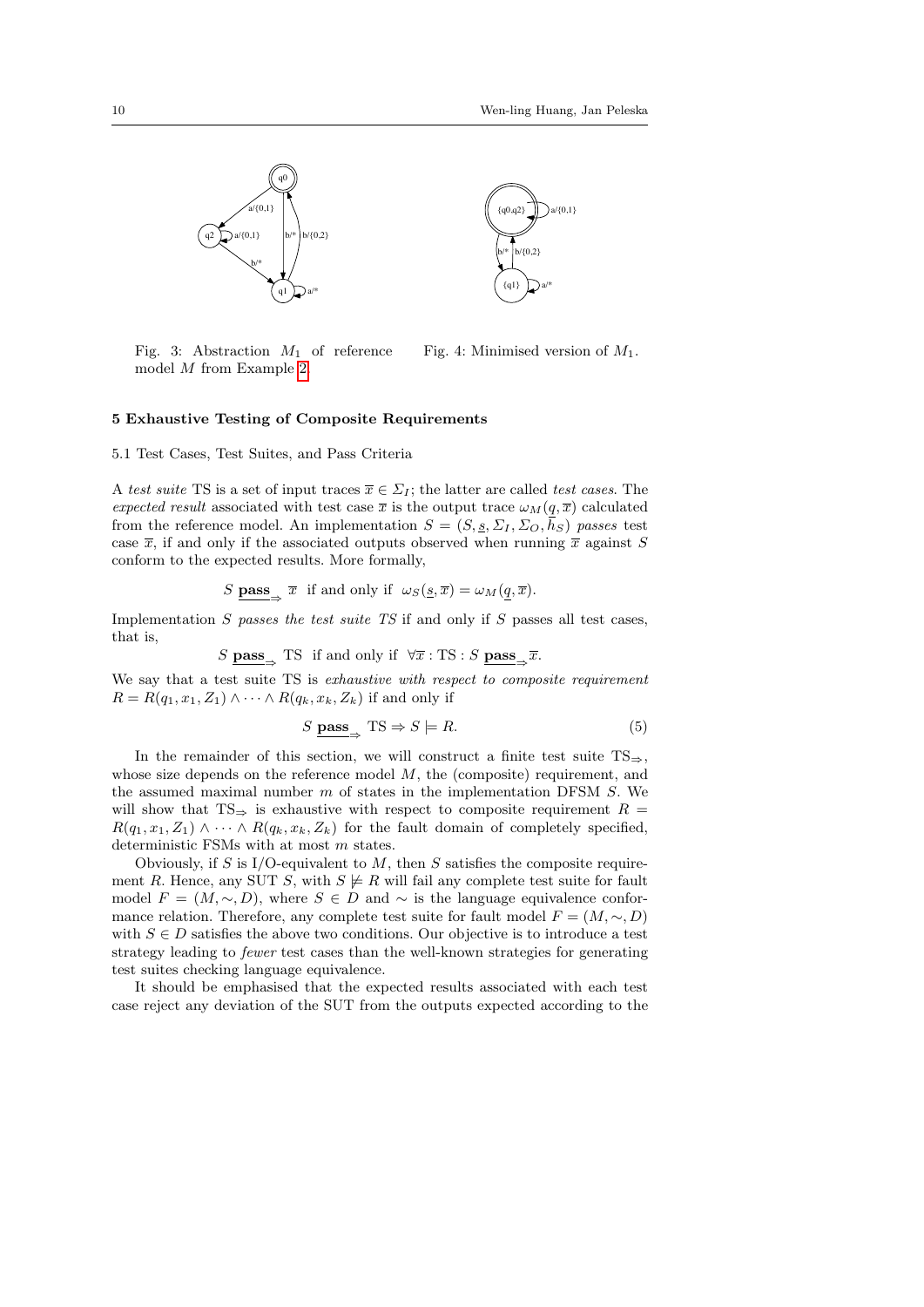Fig. 3: Abstraction $M_1$ of reference model $M$ from Example 2.

Fig. 4: Minimised version of $M_1$.

## 5 Exhaustive Testing of Composite Requirements

### 5.1 Test Cases, Test Suites, and Pass Criteria

A *test suite* TS is a set of input traces $\overline{x} \in \Sigma_I$; the latter are called *test cases*. The *expected result* associated with test case $\overline{x}$ is the output trace $\omega_M(\underline{q}, \overline{x})$ calculated from the reference model. An implementation $S = (S, \underline{s}, \Sigma_I, \Sigma_O, h_S)$ *passes* test case $\overline{x}$, if and only if the associated outputs observed when running $\overline{x}$ against $S$ conform to the expected results. More formally,

$$S \ \underline{\mathbf{pass}}_{\Rightarrow} \ \overline{x} \ \text{ if and only if } \ \omega_S(\underline{s}, \overline{x}) = \omega_M(\underline{q}, \overline{x}).$$

Implementation $S$ *passes the test suite TS* if and only if $S$ passes all test cases, that is,

$$S \ \underline{\mathbf{pass}}_{\Rightarrow} \ \text{TS} \ \text{ if and only if } \ \forall \overline{x} : \text{TS} : S \ \underline{\mathbf{pass}}_{\Rightarrow} \overline{x}.$$

We say that a test suite TS is *exhaustive with respect to composite requirement* $R = R(q_1, x_1, Z_1) \wedge \cdots \wedge R(q_k, x_k, Z_k)$ if and only if

$$S \ \underline{\mathbf{pass}}_{\Rightarrow} \ \text{TS} \Rightarrow S \models R. \tag{5}$$

In the remainder of this section, we will construct a finite test suite $\text{TS}_{\Rightarrow}$, whose size depends on the reference model $M$, the (composite) requirement, and the assumed maximal number $m$ of states in the implementation DFSM $S$. We will show that $\text{TS}_{\Rightarrow}$ is exhaustive with respect to composite requirement $R = R(q_1, x_1, Z_1) \wedge \cdots \wedge R(q_k, x_k, Z_k)$ for the fault domain of completely specified, deterministic FSMs with at most $m$ states.

Obviously, if $S$ is I/O-equivalent to $M$, then $S$ satisfies the composite requirement $R$. Hence, any SUT $S$, with $S \not\models R$ will fail any complete test suite for fault model $F = (M, \sim, D)$, where $S \in D$ and $\sim$ is the language equivalence conformance relation. Therefore, any complete test suite for fault model $F = (M, \sim, D)$ with $S \in D$ satisfies the above two conditions. Our objective is to introduce a test strategy leading to *fewer* test cases than the well-known strategies for generating test suites checking language equivalence.

It should be emphasised that the expected results associated with each test case reject any deviation of the SUT from the outputs expected according to the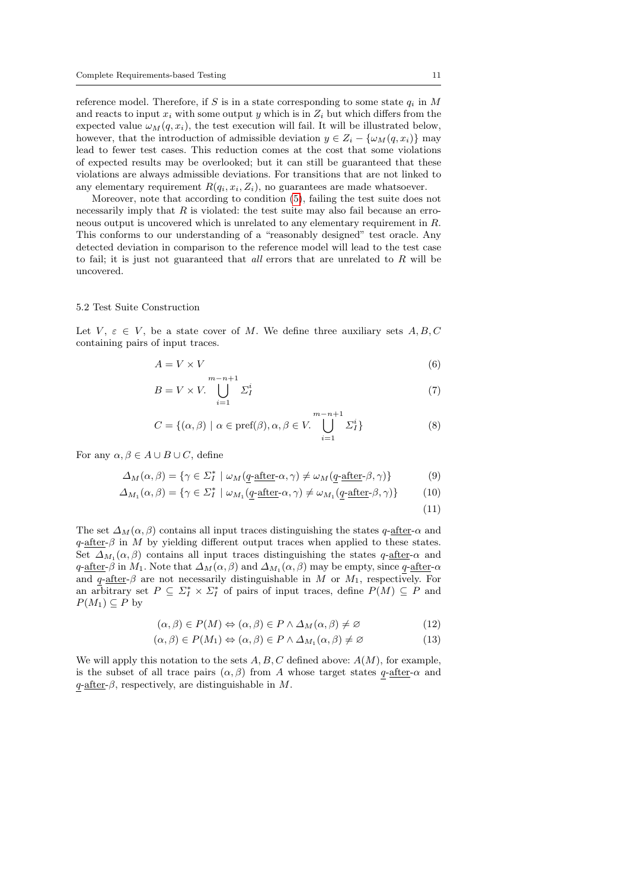reference model. Therefore, if $S$ is in a state corresponding to some state $q_i$ in $M$ and reacts to input $x_i$ with some output $y$ which is in $Z_i$ but which differs from the expected value $\omega_M(q, x_i)$, the test execution will fail. It will be illustrated below, however, that the introduction of admissible deviation $y \in Z_i - \{\omega_M(q, x_i)\}$ may lead to fewer test cases. This reduction comes at the cost that some violations of expected results may be overlooked; but it can still be guaranteed that these violations are always admissible deviations. For transitions that are not linked to any elementary requirement $R(q_i, x_i, Z_i)$, no guarantees are made whatsoever.

Moreover, note that according to condition (5), failing the test suite does not necessarily imply that $R$ is violated: the test suite may also fail because an erroneous output is uncovered which is unrelated to any elementary requirement in $R$. This conforms to our understanding of a "reasonably designed" test oracle. Any detected deviation in comparison to the reference model will lead to the test case to fail; it is just not guaranteed that *all* errors that are unrelated to $R$ will be uncovered.

### 5.2 Test Suite Construction

Let $V$, $\varepsilon \in V$, be a state cover of $M$. We define three auxiliary sets $A, B, C$ containing pairs of input traces.

$$A = V \times V \tag{6}$$

$$B = V \times V. \bigcup_{i=1}^{m-n+1} \Sigma_I^i \tag{7}$$

$$C = \{(\alpha, \beta) \mid \alpha \in \text{pref}(\beta), \alpha, \beta \in V. \bigcup_{i=1}^{m-n+1} \Sigma_I^i\} \tag{8}$$

For any $\alpha, \beta \in A \cup B \cup C$, define

$$\Delta_M(\alpha, \beta) = \{\gamma \in \Sigma_I^* \mid \omega_M(\underline{q}\text{-}\underline{\text{after}}\text{-}\alpha, \gamma) \neq \omega_M(\underline{q}\text{-}\underline{\text{after}}\text{-}\beta, \gamma)\} \tag{9}$$

$$\Delta_{M_1}(\alpha, \beta) = \{\gamma \in \Sigma_I^* \mid \omega_{M_1}(\underline{q}\text{-}\underline{\text{after}}\text{-}\alpha, \gamma) \neq \omega_{M_1}(\underline{q}\text{-}\underline{\text{after}}\text{-}\beta, \gamma)\} \tag{10}$$

$$\tag{11}$$

The set $\Delta_M(\alpha, \beta)$ contains all input traces distinguishing the states $q$-$\underline{\text{after}}$-$\alpha$ and $q$-$\underline{\text{after}}$-$\beta$ in $M$ by yielding different output traces when applied to these states. Set $\Delta_{M_1}(\alpha, \beta)$ contains all input traces distinguishing the states $q$-$\underline{\text{after}}$-$\alpha$ and $q$-$\underline{\text{after}}$-$\beta$ in $M_1$. Note that $\Delta_M(\alpha, \beta)$ and $\Delta_{M_1}(\alpha, \beta)$ may be empty, since $\underline{q}$-$\underline{\text{after}}$-$\alpha$ and $\underline{q}$-$\underline{\text{after}}$-$\beta$ are not necessarily distinguishable in $M$ or $M_1$, respectively. For an arbitrary set $P \subseteq \Sigma_I^* \times \Sigma_I^*$ of pairs of input traces, define $P(M) \subseteq P$ and $P(M_1) \subseteq P$ by

$$(\alpha, \beta) \in P(M) \Leftrightarrow (\alpha, \beta) \in P \wedge \Delta_M(\alpha, \beta) \neq \varnothing \tag{12}$$

$$(\alpha, \beta) \in P(M_1) \Leftrightarrow (\alpha, \beta) \in P \wedge \Delta_{M_1}(\alpha, \beta) \neq \varnothing \tag{13}$$

We will apply this notation to the sets $A, B, C$ defined above: $A(M)$, for example, is the subset of all trace pairs $(\alpha, \beta)$ from $A$ whose target states $\underline{q}$-$\underline{\text{after}}$-$\alpha$ and $\underline{q}$-$\underline{\text{after}}$-$\beta$, respectively, are distinguishable in $M$.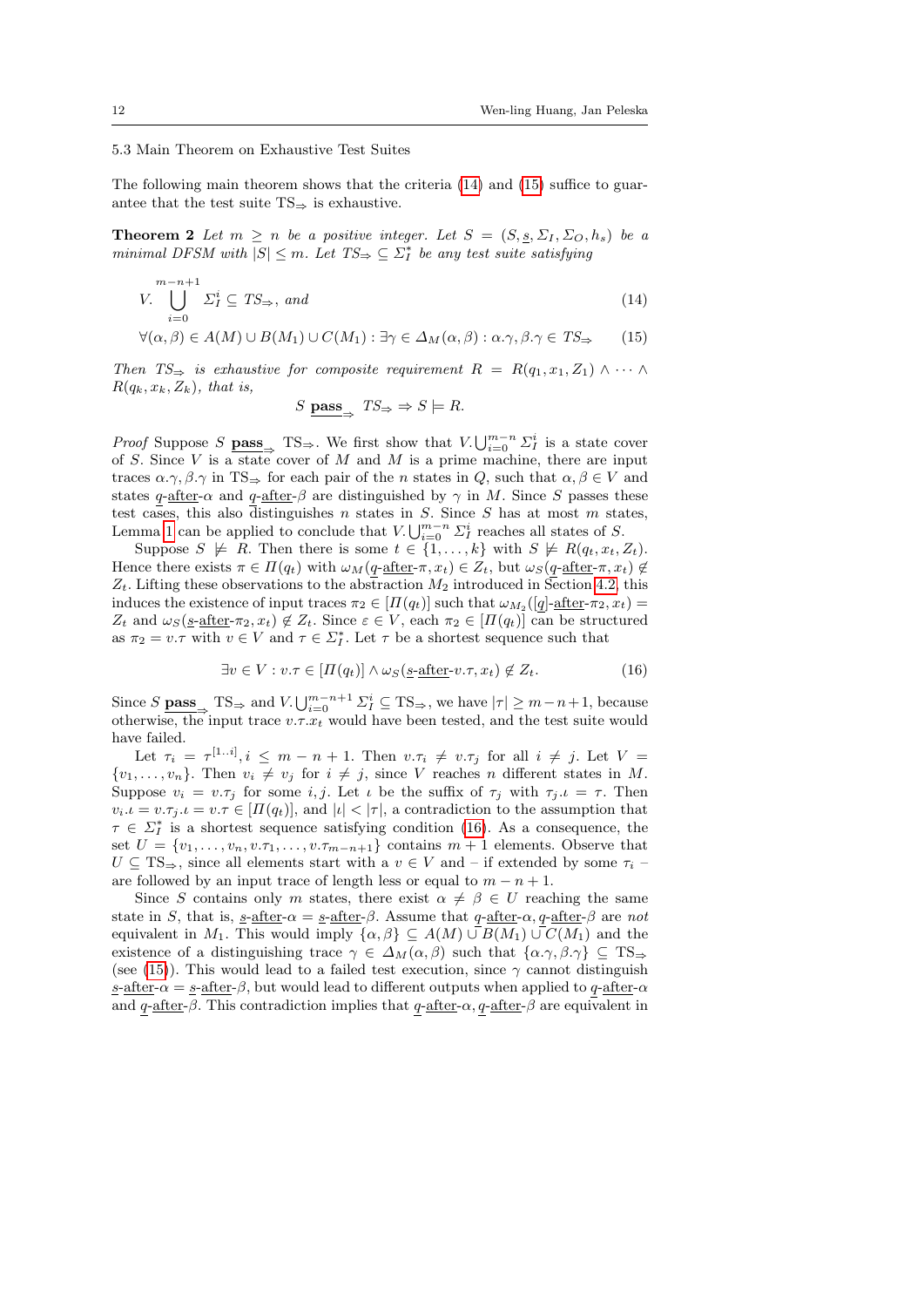### 5.3 Main Theorem on Exhaustive Test Suites

The following main theorem shows that the criteria (14) and (15) suffice to guarantee that the test suite $\text{TS}_\Rightarrow$ is exhaustive.

**Theorem 2** *Let $m \geq n$ be a positive integer. Let $S = (S, \underline{s}, \Sigma_I, \Sigma_O, h_s)$ be a minimal DFSM with $|S| \leq m$. Let $TS_\Rightarrow \subseteq \Sigma_I^*$ be any test suite satisfying*

$$V.\bigcup_{i=0}^{m-n+1} \Sigma_I^i \subseteq TS_\Rightarrow, \text{ and} \tag{14}$$

$$\forall (\alpha, \beta) \in A(M) \cup B(M_1) \cup C(M_1) : \exists \gamma \in \Delta_M(\alpha, \beta) : \alpha.\gamma, \beta.\gamma \in TS_\Rightarrow \tag{15}$$

*Then $TS_\Rightarrow$ is exhaustive for composite requirement $R = R(q_1, x_1, Z_1) \wedge \cdots \wedge R(q_k, x_k, Z_k)$, that is,*

$$S \ \underline{\textbf{pass}}_\Rightarrow \ TS_\Rightarrow \Rightarrow S \models R.$$

*Proof* Suppose $S$ $\underline{\textbf{pass}}_\Rightarrow$ $\text{TS}_\Rightarrow$. We first show that $V.\bigcup_{i=0}^{m-n} \Sigma_I^i$ is a state cover of $S$. Since $V$ is a state cover of $M$ and $M$ is a prime machine, there are input traces $\alpha.\gamma, \beta.\gamma$ in $\text{TS}_\Rightarrow$ for each pair of the $n$ states in $Q$, such that $\alpha, \beta \in V$ and states $\underline{q}\text{-}\underline{\text{after}}\text{-}\alpha$ and $\underline{q}\text{-}\underline{\text{after}}\text{-}\beta$ are distinguished by $\gamma$ in $M$. Since $S$ passes these test cases, this also distinguishes $n$ states in $S$. Since $S$ has at most $m$ states, Lemma 1 can be applied to conclude that $V.\bigcup_{i=0}^{m-n} \Sigma_I^i$ reaches all states of $S$.

Suppose $S \not\models R$. Then there is some $t \in \{1, \ldots, k\}$ with $S \not\models R(q_t, x_t, Z_t)$. Hence there exists $\pi \in \Pi(q_t)$ with $\omega_M(\underline{q}\text{-}\underline{\text{after}}\text{-}\pi, x_t) \in Z_t$, but $\omega_S(\underline{q}\text{-}\underline{\text{after}}\text{-}\pi, x_t) \notin Z_t$. Lifting these observations to the abstraction $M_2$ introduced in Section 4.2, this induces the existence of input traces $\pi_2 \in [\Pi(q_t)]$ such that $\omega_{M_2}([\underline{q}]\text{-}\underline{\text{after}}\text{-}\pi_2, x_t) = Z_t$ and $\omega_S(\underline{s}\text{-}\underline{\text{after}}\text{-}\pi_2, x_t) \notin Z_t$. Since $\varepsilon \in V$, each $\pi_2 \in [\Pi(q_t)]$ can be structured as $\pi_2 = v.\tau$ with $v \in V$ and $\tau \in \Sigma_I^*$. Let $\tau$ be a shortest sequence such that

$$\exists v \in V : v.\tau \in [\Pi(q_t)] \wedge \omega_S(\underline{s}\text{-}\underline{\text{after}}\text{-}v.\tau, x_t) \notin Z_t. \tag{16}$$

Since $S$ $\underline{\textbf{pass}}_\Rightarrow$ $\text{TS}_\Rightarrow$ and $V.\bigcup_{i=0}^{m-n+1} \Sigma_I^i \subseteq \text{TS}_\Rightarrow$, we have $|\tau| \geq m-n+1$, because otherwise, the input trace $v.\tau.x_t$ would have been tested, and the test suite would have failed.

Let $\tau_i = \tau^{[1..i]}, i \leq m-n+1$. Then $v.\tau_i \neq v.\tau_j$ for all $i \neq j$. Let $V = \{v_1, \ldots, v_n\}$. Then $v_i \neq v_j$ for $i \neq j$, since $V$ reaches $n$ different states in $M$. Suppose $v_i = v.\tau_j$ for some $i, j$. Let $\iota$ be the suffix of $\tau_j$ with $\tau_j.\iota = \tau$. Then $v_i.\iota = v.\tau_j.\iota = v.\tau \in [\Pi(q_t)]$, and $|\iota| < |\tau|$, a contradiction to the assumption that $\tau \in \Sigma_I^*$ is a shortest sequence satisfying condition (16). As a consequence, the set $U = \{v_1, \ldots, v_n, v.\tau_1, \ldots, v.\tau_{m-n+1}\}$ contains $m+1$ elements. Observe that $U \subseteq \text{TS}_\Rightarrow$, since all elements start with a $v \in V$ and – if extended by some $\tau_i$ – are followed by an input trace of length less or equal to $m-n+1$.

Since $S$ contains only $m$ states, there exist $\alpha \neq \beta \in U$ reaching the same state in $S$, that is, $\underline{s}\text{-}\underline{\text{after}}\text{-}\alpha = \underline{s}\text{-}\underline{\text{after}}\text{-}\beta$. Assume that $\underline{q}\text{-}\underline{\text{after}}\text{-}\alpha, \underline{q}\text{-}\underline{\text{after}}\text{-}\beta$ are *not* equivalent in $M_1$. This would imply $\{\alpha, \beta\} \subseteq A(M) \cup B(M_1) \cup C(M_1)$ and the existence of a distinguishing trace $\gamma \in \Delta_M(\alpha, \beta)$ such that $\{\alpha.\gamma, \beta.\gamma\} \subseteq \text{TS}_\Rightarrow$ (see (15)). This would lead to a failed test execution, since $\gamma$ cannot distinguish $\underline{s}\text{-}\underline{\text{after}}\text{-}\alpha = \underline{s}\text{-}\underline{\text{after}}\text{-}\beta$, but would lead to different outputs when applied to $\underline{q}\text{-}\underline{\text{after}}\text{-}\alpha$ and $\underline{q}\text{-}\underline{\text{after}}\text{-}\beta$. This contradiction implies that $\underline{q}\text{-}\underline{\text{after}}\text{-}\alpha, \underline{q}\text{-}\underline{\text{after}}\text{-}\beta$ are equivalent in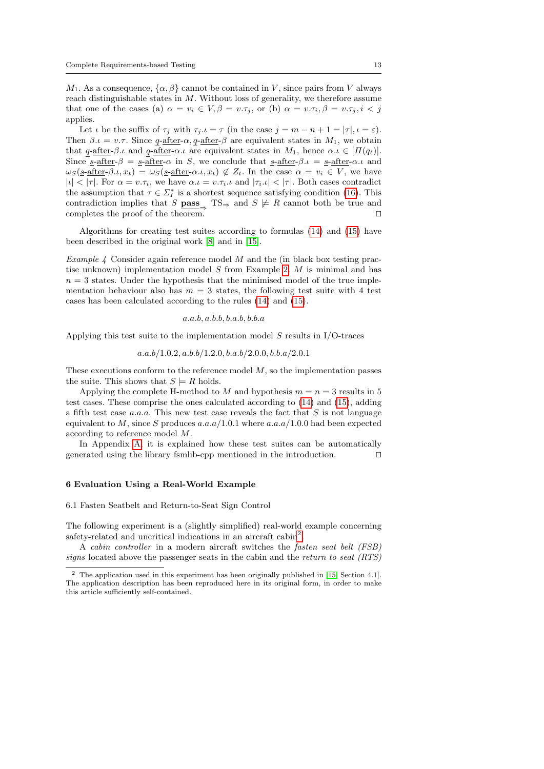$M_1$. As a consequence, $\{\alpha, \beta\}$ cannot be contained in $V$, since pairs from $V$ always reach distinguishable states in $M$. Without loss of generality, we therefore assume that one of the cases (a) $\alpha = v_i \in V, \beta = v.\tau_j$, or (b) $\alpha = v.\tau_i, \beta = v.\tau_j, i < j$ applies.

Let $\iota$ be the suffix of $\tau_j$ with $\tau_j.\iota = \tau$ (in the case $j = m - n + 1 = |\tau|, \iota = \varepsilon$). Then $\beta.\iota = v.\tau$. Since $\underline{q}\text{-}\underline{\text{after}}\text{-}\alpha, \underline{q}\text{-}\underline{\text{after}}\text{-}\beta$ are equivalent states in $M_1$, we obtain that $\underline{q}\text{-}\underline{\text{after}}\text{-}\beta.\iota$ and $\underline{q}\text{-}\underline{\text{after}}\text{-}\alpha.\iota$ are equivalent states in $M_1$, hence $\alpha.\iota \in [\Pi(q_t)]$. Since $\underline{s}\text{-}\underline{\text{after}}\text{-}\beta = \underline{s}\text{-}\underline{\text{after}}\text{-}\alpha$ in $S$, we conclude that $\underline{s}\text{-}\underline{\text{after}}\text{-}\beta.\iota = \underline{s}\text{-}\underline{\text{after}}\text{-}\alpha.\iota$ and $\omega_S(\underline{s}\text{-}\underline{\text{after}}\text{-}\beta.\iota, x_t) = \omega_S(\underline{s}\text{-}\underline{\text{after}}\text{-}\alpha.\iota, x_t) \notin Z_t$. In the case $\alpha = v_i \in V$, we have $|\iota| < |\tau|$. For $\alpha = v.\tau_i$, we have $\alpha.\iota = v.\tau_i.\iota$ and $|\tau_i.\iota| < |\tau|$. Both cases contradict the assumption that $\tau \in \Sigma_I^*$ is a shortest sequence satisfying condition (16). This contradiction implies that $S$ $\underline{\textbf{pass}}_{\Rightarrow}$ $\text{TS}_{\Rightarrow}$ and $S \not\models R$ cannot both be true and completes the proof of the theorem. □

Algorithms for creating test suites according to formulas (14) and (15) have been described in the original work [8] and in [15].

*Example 4* Consider again reference model $M$ and the (in black box testing practise unknown) implementation model $S$ from Example 2. $M$ is minimal and has $n = 3$ states. Under the hypothesis that the minimised model of the true implementation behaviour also has $m = 3$ states, the following test suite with 4 test cases has been calculated according to the rules (14) and (15).

$$a.a.b, a.b.b, b.a.b, b.b.a$$

Applying this test suite to the implementation model $S$ results in I/O-traces

$$a.a.b/1.0.2, a.b.b/1.2.0, b.a.b/2.0.0, b.b.a/2.0.1$$

These executions conform to the reference model $M$, so the implementation passes the suite. This shows that $S \models R$ holds.

Applying the complete H-method to $M$ and hypothesis $m = n = 3$ results in 5 test cases. These comprise the ones calculated according to (14) and (15), adding a fifth test case $a.a.a$. This new test case reveals the fact that $S$ is not language equivalent to $M$, since $S$ produces $a.a.a/1.0.1$ where $a.a.a/1.0.0$ had been expected according to reference model $M$.

In Appendix A, it is explained how these test suites can be automatically generated using the library fsmlib-cpp mentioned in the introduction. □

## 6 Evaluation Using a Real-World Example

### 6.1 Fasten Seatbelt and Return-to-Seat Sign Control

The following experiment is a (slightly simplified) real-world example concerning safety-related and uncritical indications in an aircraft cabin[2].

A *cabin controller* in a modern aircraft switches the *fasten seat belt (FSB) signs* located above the passenger seats in the cabin and the *return to seat (RTS)*

[2] The application used in this experiment has been originally published in [15, Section 4.1]. The application description has been reproduced here in its original form, in order to make this article sufficiently self-contained.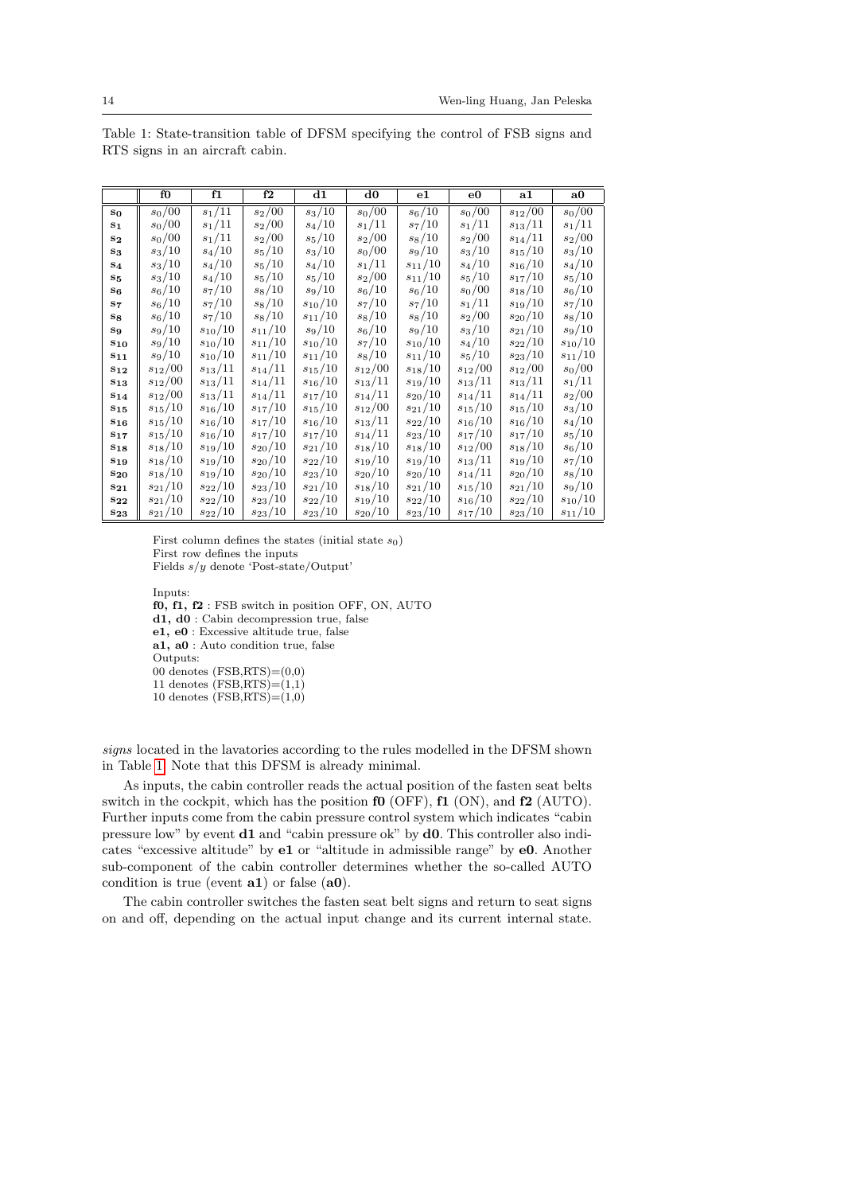Table 1: State-transition table of DFSM specifying the control of FSB signs and RTS signs in an aircraft cabin.

| | **f0** | **f1** | **f2** | **d1** | **d0** | **e1** | **e0** | **a1** | **a0** |
|---|---|---|---|---|---|---|---|---|---|
| $\mathbf{s_0}$ | $s_0/00$ | $s_1/11$ | $s_2/00$ | $s_3/10$ | $s_0/00$ | $s_6/10$ | $s_0/00$ | $s_{12}/00$ | $s_0/00$ |
| $\mathbf{s_1}$ | $s_0/00$ | $s_1/11$ | $s_2/00$ | $s_4/10$ | $s_1/11$ | $s_7/10$ | $s_1/11$ | $s_{13}/11$ | $s_1/11$ |
| $\mathbf{s_2}$ | $s_0/00$ | $s_1/11$ | $s_2/00$ | $s_5/10$ | $s_2/00$ | $s_8/10$ | $s_2/00$ | $s_{14}/11$ | $s_2/00$ |
| $\mathbf{s_3}$ | $s_3/10$ | $s_4/10$ | $s_5/10$ | $s_3/10$ | $s_0/00$ | $s_9/10$ | $s_3/10$ | $s_{15}/10$ | $s_3/10$ |
| $\mathbf{s_4}$ | $s_3/10$ | $s_4/10$ | $s_5/10$ | $s_4/10$ | $s_1/11$ | $s_{11}/10$ | $s_4/10$ | $s_{16}/10$ | $s_4/10$ |
| $\mathbf{s_5}$ | $s_3/10$ | $s_4/10$ | $s_5/10$ | $s_5/10$ | $s_2/00$ | $s_{11}/10$ | $s_5/10$ | $s_{17}/10$ | $s_5/10$ |
| $\mathbf{s_6}$ | $s_6/10$ | $s_7/10$ | $s_8/10$ | $s_9/10$ | $s_6/10$ | $s_6/10$ | $s_0/00$ | $s_{18}/10$ | $s_6/10$ |
| $\mathbf{s_7}$ | $s_6/10$ | $s_7/10$ | $s_8/10$ | $s_{10}/10$ | $s_7/10$ | $s_7/10$ | $s_1/11$ | $s_{19}/10$ | $s_7/10$ |
| $\mathbf{s_8}$ | $s_6/10$ | $s_7/10$ | $s_8/10$ | $s_{11}/10$ | $s_8/10$ | $s_8/10$ | $s_2/00$ | $s_{20}/10$ | $s_8/10$ |
| $\mathbf{s_9}$ | $s_9/10$ | $s_{10}/10$ | $s_{11}/10$ | $s_9/10$ | $s_6/10$ | $s_9/10$ | $s_3/10$ | $s_{21}/10$ | $s_9/10$ |
| $\mathbf{s_{10}}$ | $s_9/10$ | $s_{10}/10$ | $s_{11}/10$ | $s_{10}/10$ | $s_7/10$ | $s_{10}/10$ | $s_4/10$ | $s_{22}/10$ | $s_{10}/10$ |
| $\mathbf{s_{11}}$ | $s_9/10$ | $s_{10}/10$ | $s_{11}/10$ | $s_{11}/10$ | $s_8/10$ | $s_{11}/10$ | $s_5/10$ | $s_{23}/10$ | $s_{11}/10$ |
| $\mathbf{s_{12}}$ | $s_{12}/00$ | $s_{13}/11$ | $s_{14}/11$ | $s_{15}/10$ | $s_{12}/00$ | $s_{18}/10$ | $s_{12}/00$ | $s_{12}/00$ | $s_0/00$ |
| $\mathbf{s_{13}}$ | $s_{12}/00$ | $s_{13}/11$ | $s_{14}/11$ | $s_{16}/10$ | $s_{13}/11$ | $s_{19}/10$ | $s_{13}/11$ | $s_{13}/11$ | $s_1/11$ |
| $\mathbf{s_{14}}$ | $s_{12}/00$ | $s_{13}/11$ | $s_{14}/11$ | $s_{17}/10$ | $s_{14}/11$ | $s_{20}/10$ | $s_{14}/11$ | $s_{14}/11$ | $s_2/00$ |
| $\mathbf{s_{15}}$ | $s_{15}/10$ | $s_{16}/10$ | $s_{17}/10$ | $s_{15}/10$ | $s_{12}/00$ | $s_{21}/10$ | $s_{15}/10$ | $s_{15}/10$ | $s_3/10$ |
| $\mathbf{s_{16}}$ | $s_{15}/10$ | $s_{16}/10$ | $s_{17}/10$ | $s_{16}/10$ | $s_{13}/11$ | $s_{22}/10$ | $s_{16}/10$ | $s_{16}/10$ | $s_4/10$ |
| $\mathbf{s_{17}}$ | $s_{15}/10$ | $s_{16}/10$ | $s_{17}/10$ | $s_{17}/10$ | $s_{14}/11$ | $s_{23}/10$ | $s_{17}/10$ | $s_{17}/10$ | $s_5/10$ |
| $\mathbf{s_{18}}$ | $s_{18}/10$ | $s_{19}/10$ | $s_{20}/10$ | $s_{21}/10$ | $s_{18}/10$ | $s_{18}/10$ | $s_{12}/00$ | $s_{18}/10$ | $s_6/10$ |
| $\mathbf{s_{19}}$ | $s_{18}/10$ | $s_{19}/10$ | $s_{20}/10$ | $s_{22}/10$ | $s_{19}/10$ | $s_{19}/10$ | $s_{13}/11$ | $s_{19}/10$ | $s_7/10$ |
| $\mathbf{s_{20}}$ | $s_{18}/10$ | $s_{19}/10$ | $s_{20}/10$ | $s_{23}/10$ | $s_{20}/10$ | $s_{20}/10$ | $s_{14}/11$ | $s_{20}/10$ | $s_8/10$ |
| $\mathbf{s_{21}}$ | $s_{21}/10$ | $s_{22}/10$ | $s_{23}/10$ | $s_{21}/10$ | $s_{18}/10$ | $s_{21}/10$ | $s_{15}/10$ | $s_{21}/10$ | $s_9/10$ |
| $\mathbf{s_{22}}$ | $s_{21}/10$ | $s_{22}/10$ | $s_{23}/10$ | $s_{22}/10$ | $s_{19}/10$ | $s_{22}/10$ | $s_{16}/10$ | $s_{22}/10$ | $s_{10}/10$ |
| $\mathbf{s_{23}}$ | $s_{21}/10$ | $s_{22}/10$ | $s_{23}/10$ | $s_{23}/10$ | $s_{20}/10$ | $s_{23}/10$ | $s_{17}/10$ | $s_{23}/10$ | $s_{11}/10$ |

First column defines the states (initial state $s_0$)
First row defines the inputs
Fields $s/y$ denote 'Post-state/Output'

Inputs:
**f0, f1, f2** : FSB switch in position OFF, ON, AUTO
**d1, d0** : Cabin decompression true, false
**e1, e0** : Excessive altitude true, false
**a1, a0** : Auto condition true, false
Outputs:
00 denotes (FSB,RTS)=(0,0)
11 denotes (FSB,RTS)=(1,1)
10 denotes (FSB,RTS)=(1,0)

*signs* located in the lavatories according to the rules modelled in the DFSM shown in Table 1. Note that this DFSM is already minimal.

As inputs, the cabin controller reads the actual position of the fasten seat belts switch in the cockpit, which has the position **f0** (OFF), **f1** (ON), and **f2** (AUTO). Further inputs come from the cabin pressure control system which indicates "cabin pressure low" by event **d1** and "cabin pressure ok" by **d0**. This controller also indicates "excessive altitude" by **e1** or "altitude in admissible range" by **e0**. Another sub-component of the cabin controller determines whether the so-called AUTO condition is true (event **a1**) or false (**a0**).

The cabin controller switches the fasten seat belt signs and return to seat signs on and off, depending on the actual input change and its current internal state.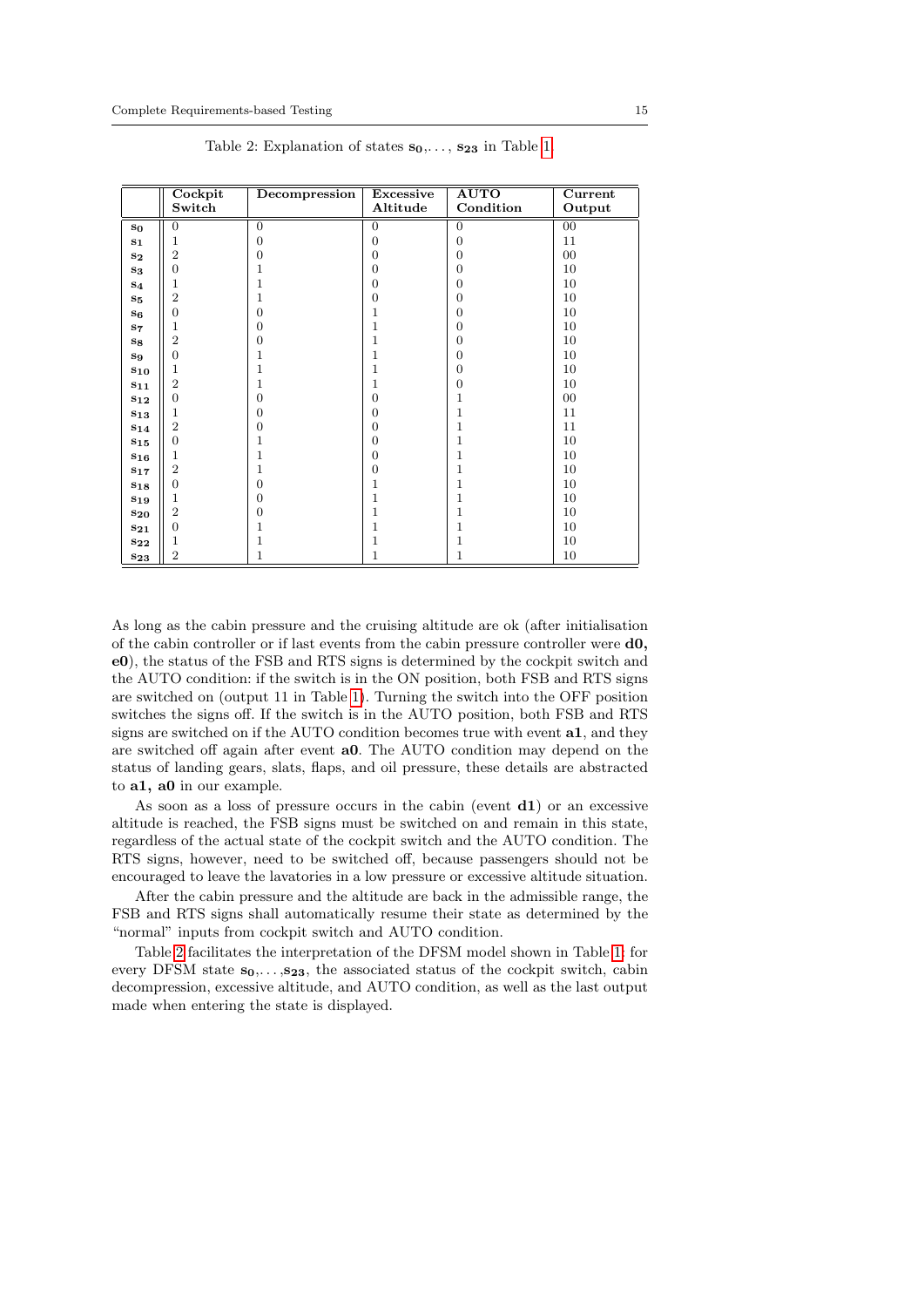Table 2: Explanation of states $\mathbf{s_0}, \ldots, \mathbf{s_{23}}$ in Table 1.

| | Cockpit Switch | Decompression | Excessive Altitude | AUTO Condition | Current Output |
|---|---|---|---|---|---|
| $\mathbf{s_0}$ | 0 | 0 | 0 | 0 | 00 |
| $\mathbf{s_1}$ | 1 | 0 | 0 | 0 | 11 |
| $\mathbf{s_2}$ | 2 | 0 | 0 | 0 | 00 |
| $\mathbf{s_3}$ | 0 | 1 | 0 | 0 | 10 |
| $\mathbf{s_4}$ | 1 | 1 | 0 | 0 | 10 |
| $\mathbf{s_5}$ | 2 | 1 | 0 | 0 | 10 |
| $\mathbf{s_6}$ | 0 | 0 | 1 | 0 | 10 |
| $\mathbf{s_7}$ | 1 | 0 | 1 | 0 | 10 |
| $\mathbf{s_8}$ | 2 | 0 | 1 | 0 | 10 |
| $\mathbf{s_9}$ | 0 | 1 | 1 | 0 | 10 |
| $\mathbf{s_{10}}$ | 1 | 1 | 1 | 0 | 10 |
| $\mathbf{s_{11}}$ | 2 | 1 | 1 | 0 | 10 |
| $\mathbf{s_{12}}$ | 0 | 0 | 0 | 1 | 00 |
| $\mathbf{s_{13}}$ | 1 | 0 | 0 | 1 | 11 |
| $\mathbf{s_{14}}$ | 2 | 0 | 0 | 1 | 11 |
| $\mathbf{s_{15}}$ | 0 | 1 | 0 | 1 | 10 |
| $\mathbf{s_{16}}$ | 1 | 1 | 0 | 1 | 10 |
| $\mathbf{s_{17}}$ | 2 | 1 | 0 | 1 | 10 |
| $\mathbf{s_{18}}$ | 0 | 0 | 1 | 1 | 10 |
| $\mathbf{s_{19}}$ | 1 | 0 | 1 | 1 | 10 |
| $\mathbf{s_{20}}$ | 2 | 0 | 1 | 1 | 10 |
| $\mathbf{s_{21}}$ | 0 | 1 | 1 | 1 | 10 |
| $\mathbf{s_{22}}$ | 1 | 1 | 1 | 1 | 10 |
| $\mathbf{s_{23}}$ | 2 | 1 | 1 | 1 | 10 |

As long as the cabin pressure and the cruising altitude are ok (after initialisation of the cabin controller or if last events from the cabin pressure controller were **d0, e0**), the status of the FSB and RTS signs is determined by the cockpit switch and the AUTO condition: if the switch is in the ON position, both FSB and RTS signs are switched on (output 11 in Table 1). Turning the switch into the OFF position switches the signs off. If the switch is in the AUTO position, both FSB and RTS signs are switched on if the AUTO condition becomes true with event **a1**, and they are switched off again after event **a0**. The AUTO condition may depend on the status of landing gears, slats, flaps, and oil pressure, these details are abstracted to **a1, a0** in our example.

As soon as a loss of pressure occurs in the cabin (event **d1**) or an excessive altitude is reached, the FSB signs must be switched on and remain in this state, regardless of the actual state of the cockpit switch and the AUTO condition. The RTS signs, however, need to be switched off, because passengers should not be encouraged to leave the lavatories in a low pressure or excessive altitude situation.

After the cabin pressure and the altitude are back in the admissible range, the FSB and RTS signs shall automatically resume their state as determined by the "normal" inputs from cockpit switch and AUTO condition.

Table 2 facilitates the interpretation of the DFSM model shown in Table 1: for every DFSM state $\mathbf{s_0}, \ldots, \mathbf{s_{23}}$, the associated status of the cockpit switch, cabin decompression, excessive altitude, and AUTO condition, as well as the last output made when entering the state is displayed.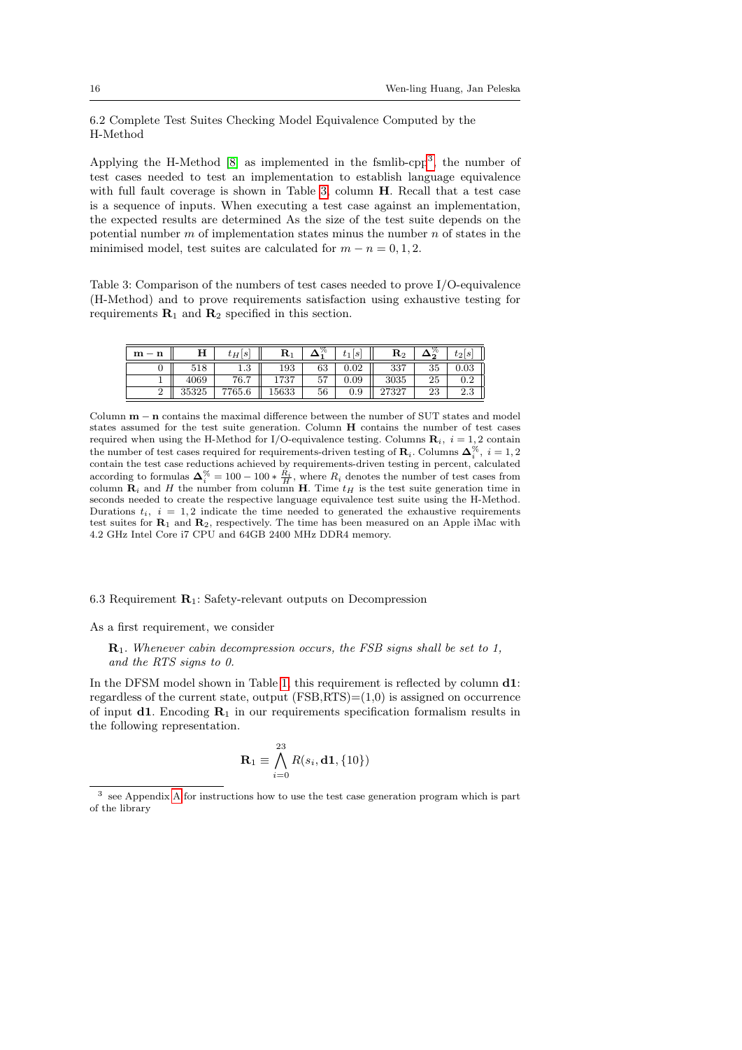## 6.2 Complete Test Suites Checking Model Equivalence Computed by the H-Method

Applying the H-Method [8] as implemented in the fsmlib-cpp[3], the number of test cases needed to test an implementation to establish language equivalence with full fault coverage is shown in Table 3, column **H**. Recall that a test case is a sequence of inputs. When executing a test case against an implementation, the expected results are determined As the size of the test suite depends on the potential number $m$ of implementation states minus the number $n$ of states in the minimised model, test suites are calculated for $m - n = 0, 1, 2$.

Table 3: Comparison of the numbers of test cases needed to prove I/O-equivalence (H-Method) and to prove requirements satisfaction using exhaustive testing for requirements $\mathbf{R}_1$ and $\mathbf{R}_2$ specified in this section.

| $\mathbf{m-n}$ | $\mathbf{H}$ | $t_H[s]$ | $\mathbf{R}_1$ | $\mathbf{\Delta}_1^{\%}$ | $t_1[s]$ | $\mathbf{R}_2$ | $\mathbf{\Delta}_2^{\%}$ | $t_2[s]$ |
|---|---|---|---|---|---|---|---|---|
| 0 | 518 | 1.3 | 193 | 63 | 0.02 | 337 | 35 | 0.03 |
| 1 | 4069 | 76.7 | 1737 | 57 | 0.09 | 3035 | 25 | 0.2 |
| 2 | 35325 | 7765.6 | 15633 | 56 | 0.9 | 27327 | 23 | 2.3 |

Column $\mathbf{m-n}$ contains the maximal difference between the number of SUT states and model states assumed for the test suite generation. Column $\mathbf{H}$ contains the number of test cases required when using the H-Method for I/O-equivalence testing. Columns $\mathbf{R}_i,\ i = 1,2$ contain the number of test cases required for requirements-driven testing of $\mathbf{R}_i$. Columns $\mathbf{\Delta}_i^{\%},\ i = 1,2$ contain the test case reductions achieved by requirements-driven testing in percent, calculated according to formulas $\mathbf{\Delta}_i^{\%} = 100 - 100 * \frac{R_i}{H}$, where $R_i$ denotes the number of test cases from column $\mathbf{R}_i$ and $H$ the number from column $\mathbf{H}$. Time $t_H$ is the test suite generation time in seconds needed to create the respective language equivalence test suite using the H-Method. Durations $t_i,\ i = 1,2$ indicate the time needed to generated the exhaustive requirements test suites for $\mathbf{R}_1$ and $\mathbf{R}_2$, respectively. The time has been measured on an Apple iMac with 4.2 GHz Intel Core i7 CPU and 64GB 2400 MHz DDR4 memory.

## 6.3 Requirement $\mathbf{R}_1$: Safety-relevant outputs on Decompression

As a first requirement, we consider

> $\mathbf{R}_1$. *Whenever cabin decompression occurs, the FSB signs shall be set to 1, and the RTS signs to 0.*

In the DFSM model shown in Table 1, this requirement is reflected by column **d1**: regardless of the current state, output (FSB,RTS)=(1,0) is assigned on occurrence of input **d1**. Encoding $\mathbf{R}_1$ in our requirements specification formalism results in the following representation.

$$\mathbf{R}_1 \equiv \bigwedge_{i=0}^{23} R(s_i, \mathbf{d1}, \{10\})$$

[3] see Appendix A for instructions how to use the test case generation program which is part of the library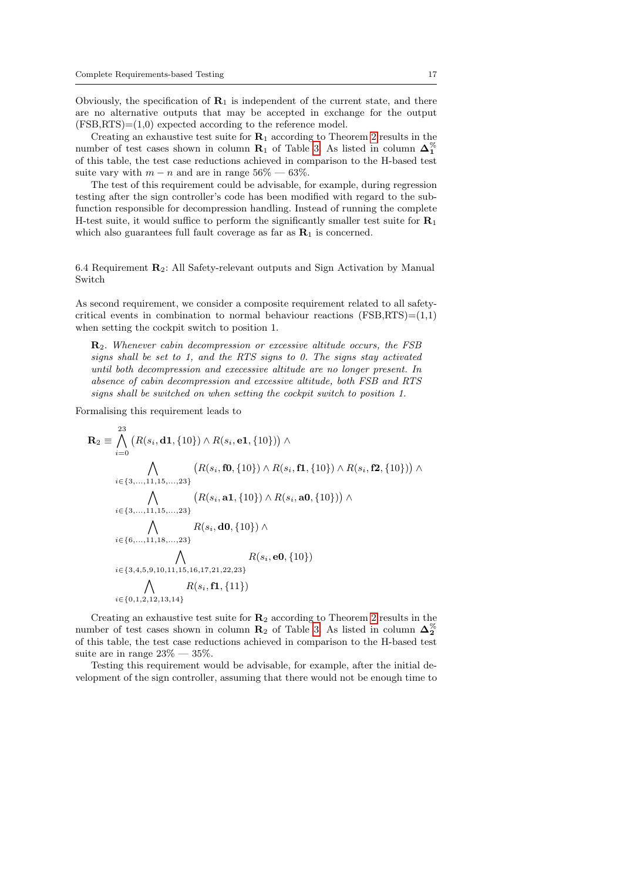Obviously, the specification of $\mathbf{R}_1$ is independent of the current state, and there are no alternative outputs that may be accepted in exchange for the output (FSB,RTS)=(1,0) expected according to the reference model.

Creating an exhaustive test suite for $\mathbf{R}_1$ according to Theorem 2 results in the number of test cases shown in column $\mathbf{R}_1$ of Table 3. As listed in column $\mathbf{\Delta}_1^{\%}$ of this table, the test case reductions achieved in comparison to the H-based test suite vary with $m - n$ and are in range 56% — 63%.

The test of this requirement could be advisable, for example, during regression testing after the sign controller's code has been modified with regard to the sub-function responsible for decompression handling. Instead of running the complete H-test suite, it would suffice to perform the significantly smaller test suite for $\mathbf{R}_1$ which also guarantees full fault coverage as far as $\mathbf{R}_1$ is concerned.

### 6.4 Requirement $\mathbf{R}_2$: All Safety-relevant outputs and Sign Activation by Manual Switch

As second requirement, we consider a composite requirement related to all safety-critical events in combination to normal behaviour reactions (FSB,RTS)=(1,1) when setting the cockpit switch to position 1.

> $\mathbf{R}_2$. *Whenever cabin decompression or excessive altitude occurs, the FSB signs shall be set to 1, and the RTS signs to 0. The signs stay activated until both decompression and execessive altitude are no longer present. In absence of cabin decompression and excessive altitude, both FSB and RTS signs shall be switched on when setting the cockpit switch to position 1.*

Formalising this requirement leads to

$$
\begin{aligned}
\mathbf{R}_2 \equiv & \bigwedge_{i=0}^{23} \big(R(s_i, \mathbf{d1}, \{10\}) \wedge R(s_i, \mathbf{e1}, \{10\})\big) \wedge \\
& \bigwedge_{i \in \{3,\ldots,11,15,\ldots,23\}} \big(R(s_i, \mathbf{f0}, \{10\}) \wedge R(s_i, \mathbf{f1}, \{10\}) \wedge R(s_i, \mathbf{f2}, \{10\})\big) \wedge \\
& \bigwedge_{i \in \{3,\ldots,11,15,\ldots,23\}} \big(R(s_i, \mathbf{a1}, \{10\}) \wedge R(s_i, \mathbf{a0}, \{10\})\big) \wedge \\
& \bigwedge_{i \in \{6,\ldots,11,18,\ldots,23\}} R(s_i, \mathbf{d0}, \{10\}) \wedge \\
& \bigwedge_{i \in \{3,4,5,9,10,11,15,16,17,21,22,23\}} R(s_i, \mathbf{e0}, \{10\}) \\
& \bigwedge_{i \in \{0,1,2,12,13,14\}} R(s_i, \mathbf{f1}, \{11\})
\end{aligned}
$$

Creating an exhaustive test suite for $\mathbf{R}_2$ according to Theorem 2 results in the number of test cases shown in column $\mathbf{R}_2$ of Table 3. As listed in column $\mathbf{\Delta}_2^{\%}$ of this table, the test case reductions achieved in comparison to the H-based test suite are in range 23% — 35%.

Testing this requirement would be advisable, for example, after the initial development of the sign controller, assuming that there would not be enough time to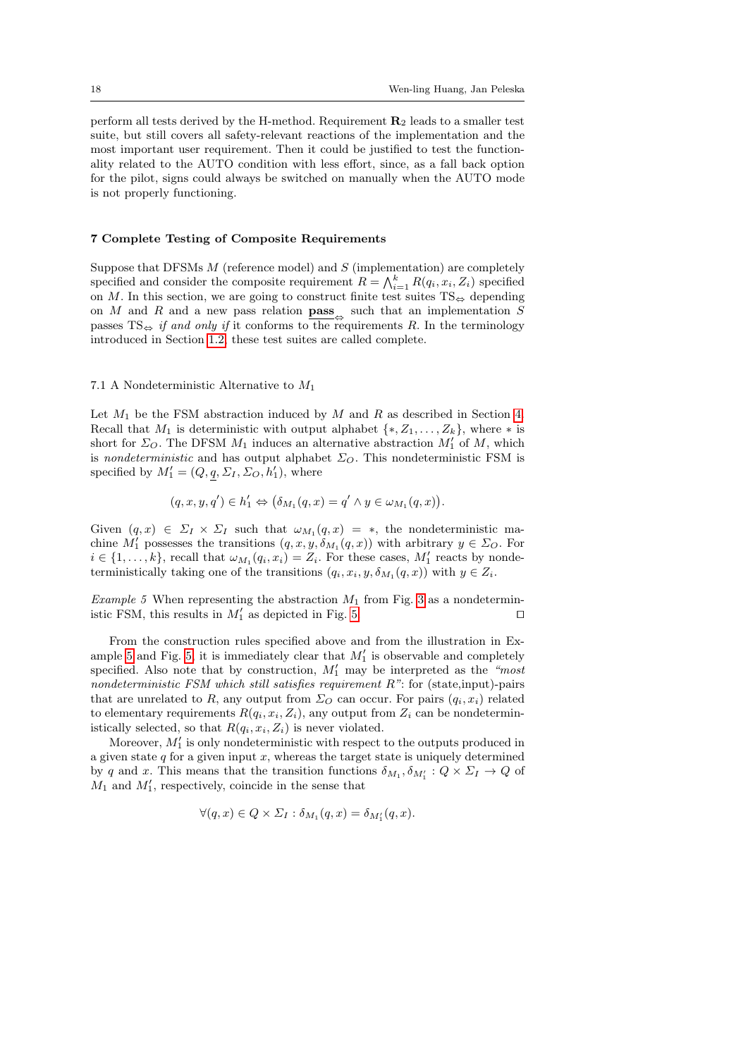perform all tests derived by the H-method. Requirement $\mathbf{R}_2$ leads to a smaller test suite, but still covers all safety-relevant reactions of the implementation and the most important user requirement. Then it could be justified to test the functionality related to the AUTO condition with less effort, since, as a fall back option for the pilot, signs could always be switched on manually when the AUTO mode is not properly functioning.

## 7 Complete Testing of Composite Requirements

Suppose that DFSMs $M$ (reference model) and $S$ (implementation) are completely specified and consider the composite requirement $R = \bigwedge_{i=1}^{k} R(q_i, x_i, Z_i)$ specified on $M$. In this section, we are going to construct finite test suites $\mathrm{TS}_{\Leftrightarrow}$ depending on $M$ and $R$ and a new pass relation $\underline{\mathbf{pass}}_{\Leftrightarrow}$ such that an implementation $S$ passes $\mathrm{TS}_{\Leftrightarrow}$ *if and only if* it conforms to the requirements $R$. In the terminology introduced in Section 1.2, these test suites are called complete.

### 7.1 A Nondeterministic Alternative to $M_1$

Let $M_1$ be the FSM abstraction induced by $M$ and $R$ as described in Section 4. Recall that $M_1$ is deterministic with output alphabet $\{*, Z_1, \ldots, Z_k\}$, where $*$ is short for $\Sigma_O$. The DFSM $M_1$ induces an alternative abstraction $M_1'$ of $M$, which is *nondeterministic* and has output alphabet $\Sigma_O$. This nondeterministic FSM is specified by $M_1' = (Q, \underline{q}, \Sigma_I, \Sigma_O, h_1')$, where

$$(q, x, y, q') \in h_1' \Leftrightarrow \big(\delta_{M_1}(q, x) = q' \wedge y \in \omega_{M_1}(q, x)\big).$$

Given $(q, x) \in \Sigma_I \times \Sigma_I$ such that $\omega_{M_1}(q, x) = *$, the nondeterministic machine $M_1'$ possesses the transitions $(q, x, y, \delta_{M_1}(q, x))$ with arbitrary $y \in \Sigma_O$. For $i \in \{1, \ldots, k\}$, recall that $\omega_{M_1}(q_i, x_i) = Z_i$. For these cases, $M_1'$ reacts by nondeterministically taking one of the transitions $(q_i, x_i, y, \delta_{M_1}(q, x))$ with $y \in Z_i$.

*Example 5* When representing the abstraction $M_1$ from Fig. 3 as a nondeterministic FSM, this results in $M_1'$ as depicted in Fig. 5. □

From the construction rules specified above and from the illustration in Example 5 and Fig. 5, it is immediately clear that $M_1'$ is observable and completely specified. Also note that by construction, $M_1'$ may be interpreted as the *"most nondeterministic FSM which still satisfies requirement $R$"*: for (state,input)-pairs that are unrelated to $R$, any output from $\Sigma_O$ can occur. For pairs $(q_i, x_i)$ related to elementary requirements $R(q_i, x_i, Z_i)$, any output from $Z_i$ can be nondeterministically selected, so that $R(q_i, x_i, Z_i)$ is never violated.

Moreover, $M_1'$ is only nondeterministic with respect to the outputs produced in a given state $q$ for a given input $x$, whereas the target state is uniquely determined by $q$ and $x$. This means that the transition functions $\delta_{M_1}, \delta_{M_1'} : Q \times \Sigma_I \to Q$ of $M_1$ and $M_1'$, respectively, coincide in the sense that

$$\forall (q, x) \in Q \times \Sigma_I : \delta_{M_1}(q, x) = \delta_{M_1'}(q, x).$$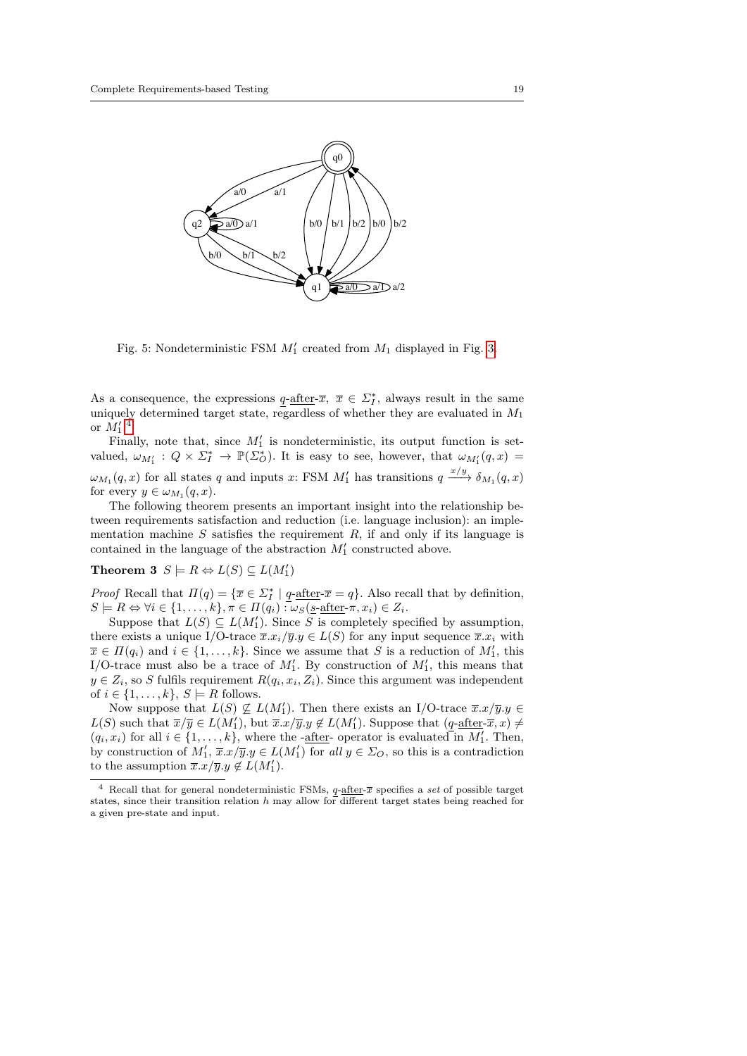Fig. 5: Nondeterministic FSM $M_1'$ created from $M_1$ displayed in Fig. 3.

As a consequence, the expressions $\underline{q}\text{-}\underline{\text{after}}\text{-}\overline{x}$, $\overline{x} \in \Sigma_I^*$, always result in the same uniquely determined target state, regardless of whether they are evaluated in $M_1$ or $M_1'$.[4]

Finally, note that, since $M_1'$ is nondeterministic, its output function is set-valued, $\omega_{M_1'} : Q \times \Sigma_I^* \to \mathbb{P}(\Sigma_O^*)$. It is easy to see, however, that $\omega_{M_1'}(q, x) = \omega_{M_1}(q, x)$ for all states $q$ and inputs $x$: FSM $M_1'$ has transitions $q \xrightarrow{x/y} \delta_{M_1}(q, x)$ for every $y \in \omega_{M_1}(q, x)$.

The following theorem presents an important insight into the relationship between requirements satisfaction and reduction (i.e. language inclusion): an implementation machine $S$ satisfies the requirement $R$, if and only if its language is contained in the language of the abstraction $M_1'$ constructed above.

**Theorem 3** $S \models R \Leftrightarrow L(S) \subseteq L(M_1')$

*Proof* Recall that $\Pi(q) = \{\overline{x} \in \Sigma_I^* \mid \underline{q}\text{-}\underline{\text{after}}\text{-}\overline{x} = q\}$. Also recall that by definition, $S \models R \Leftrightarrow \forall i \in \{1, \dots, k\}, \pi \in \Pi(q_i) : \omega_S(\underline{s}\text{-}\underline{\text{after}}\text{-}\pi, x_i) \in Z_i$.

Suppose that $L(S) \subseteq L(M_1')$. Since $S$ is completely specified by assumption, there exists a unique I/O-trace $\overline{x}.x_i/\overline{y}.y \in L(S)$ for any input sequence $\overline{x}.x_i$ with $\overline{x} \in \Pi(q_i)$ and $i \in \{1, \dots, k\}$. Since we assume that $S$ is a reduction of $M_1'$, this I/O-trace must also be a trace of $M_1'$. By construction of $M_1'$, this means that $y \in Z_i$, so $S$ fulfils requirement $R(q_i, x_i, Z_i)$. Since this argument was independent of $i \in \{1, \dots, k\}$, $S \models R$ follows.

Now suppose that $L(S) \not\subseteq L(M_1')$. Then there exists an I/O-trace $\overline{x}.x/\overline{y}.y \in L(S)$ such that $\overline{x}/\overline{y} \in L(M_1')$, but $\overline{x}.x/\overline{y}.y \notin L(M_1')$. Suppose that $(\underline{q}\text{-}\underline{\text{after}}\text{-}\overline{x}, x) \neq (q_i, x_i)$ for all $i \in \{1, \dots, k\}$, where the -$\underline{\text{after}}$- operator is evaluated in $M_1'$. Then, by construction of $M_1'$, $\overline{x}.x/\overline{y}.y \in L(M_1')$ for *all* $y \in \Sigma_O$, so this is a contradiction to the assumption $\overline{x}.x/\overline{y}.y \notin L(M_1')$.

[4] Recall that for general nondeterministic FSMs, $\underline{q}\text{-}\underline{\text{after}}\text{-}\overline{x}$ specifies a *set* of possible target states, since their transition relation $h$ may allow for different target states being reached for a given pre-state and input.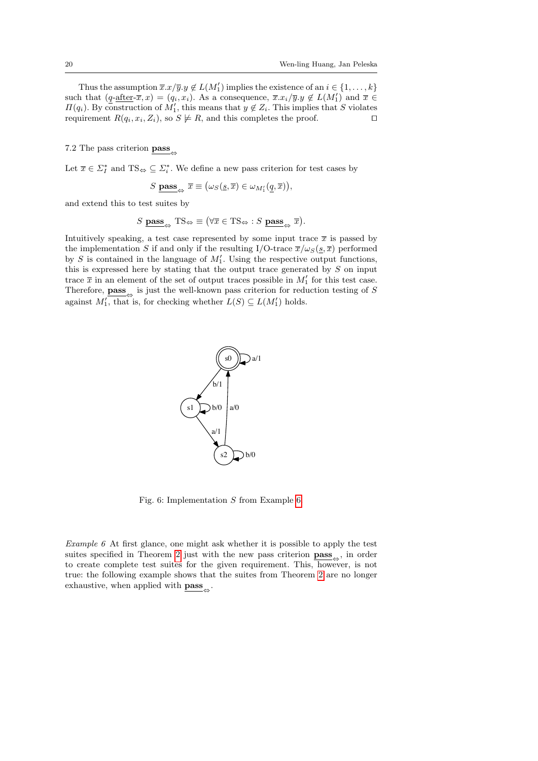Thus the assumption $\overline{x}.x/\overline{y}.y \notin L(M_1')$ implies the existence of an $i \in \{1,\dots,k\}$ such that $(\underline{q}\text{-}\underline{\text{after}}\text{-}\overline{x}, x) = (q_i, x_i)$. As a consequence, $\overline{x}.x_i/\overline{y}.y \notin L(M_1')$ and $\overline{x} \in \Pi(q_i)$. By construction of $M_1'$, this means that $y \notin Z_i$. This implies that $S$ violates requirement $R(q_i, x_i, Z_i)$, so $S \not\models R$, and this completes the proof. □

### 7.2 The pass criterion $\underline{\mathbf{pass}}_{\Leftrightarrow}$

Let $\overline{x} \in \Sigma_I^*$ and $\text{TS}_{\Leftrightarrow} \subseteq \Sigma_i^*$. We define a new pass criterion for test cases by

$$S \ \underline{\mathbf{pass}}_{\Leftrightarrow} \ \overline{x} \equiv \big(\omega_S(\underline{s}, \overline{x}) \in \omega_{M_1'}(\underline{q}, \overline{x})\big),$$

and extend this to test suites by

$$S \ \underline{\mathbf{pass}}_{\Leftrightarrow} \ \text{TS}_{\Leftrightarrow} \equiv \big(\forall \overline{x} \in \text{TS}_{\Leftrightarrow} : S \ \underline{\mathbf{pass}}_{\Leftrightarrow} \ \overline{x}\big).$$

Intuitively speaking, a test case represented by some input trace $\overline{x}$ is passed by the implementation $S$ if and only if the resulting I/O-trace $\overline{x}/\omega_S(\underline{s}, \overline{x})$ performed by $S$ is contained in the language of $M_1'$. Using the respective output functions, this is expressed here by stating that the output trace generated by $S$ on input trace $\overline{x}$ in an element of the set of output traces possible in $M_1'$ for this test case. Therefore, $\underline{\mathbf{pass}}_{\Leftrightarrow}$ is just the well-known pass criterion for reduction testing of $S$ against $M_1'$, that is, for checking whether $L(S) \subseteq L(M_1')$ holds.

Fig. 6: Implementation $S$ from Example 6

*Example 6* At first glance, one might ask whether it is possible to apply the test suites specified in Theorem 2 just with the new pass criterion $\underline{\mathbf{pass}}_{\Leftrightarrow}$, in order to create complete test suites for the given requirement. This, however, is not true: the following example shows that the suites from Theorem 2 are no longer exhaustive, when applied with $\underline{\mathbf{pass}}_{\Leftrightarrow}$.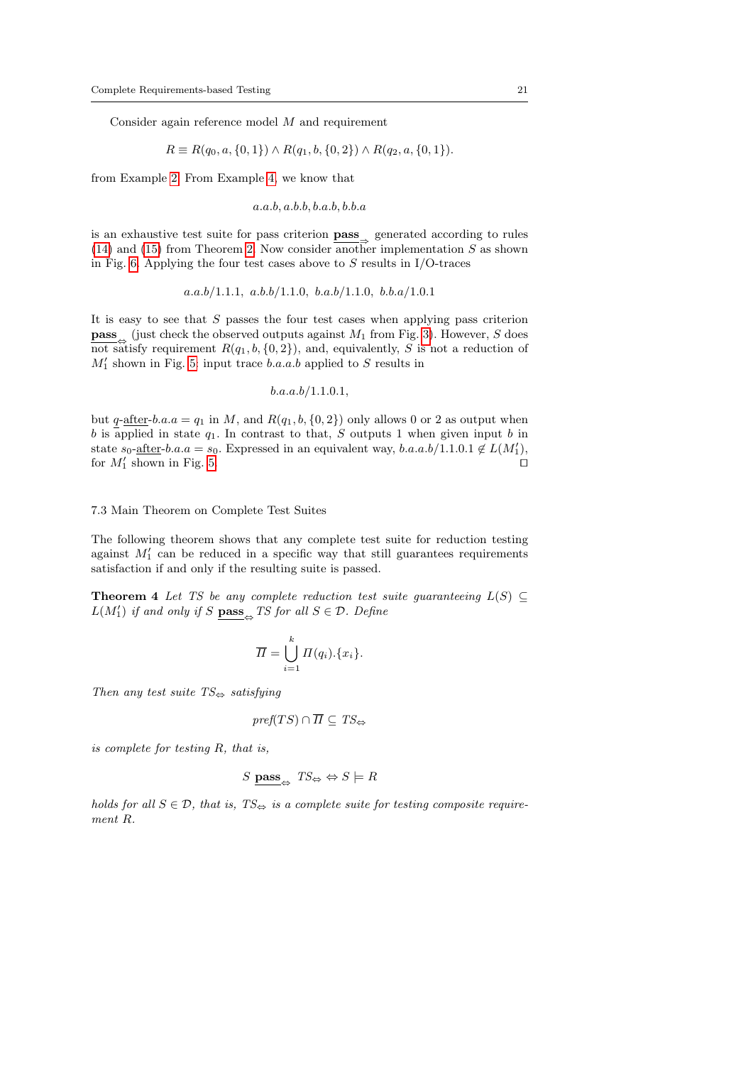Consider again reference model $M$ and requirement

$$R \equiv R(q_0, a, \{0,1\}) \wedge R(q_1, b, \{0,2\}) \wedge R(q_2, a, \{0,1\}).$$

from Example 2. From Example 4, we know that

$$a.a.b, a.b.b, b.a.b, b.b.a$$

is an exhaustive test suite for pass criterion $\underline{\mathbf{pass}}_{\Rightarrow}$ generated according to rules (14) and (15) from Theorem 2. Now consider another implementation $S$ as shown in Fig. 6. Applying the four test cases above to $S$ results in I/O-traces

$$a.a.b/1.1.1,\ a.b.b/1.1.0,\ b.a.b/1.1.0,\ b.b.a/1.0.1$$

It is easy to see that $S$ passes the four test cases when applying pass criterion $\underline{\mathbf{pass}}_{\Leftrightarrow}$ (just check the observed outputs against $M_1$ from Fig. 3). However, $S$ does not satisfy requirement $R(q_1, b, \{0,2\})$, and, equivalently, $S$ is not a reduction of $M_1'$ shown in Fig. 5: input trace $b.a.a.b$ applied to $S$ results in

$$b.a.a.b/1.1.0.1,$$

but $q$-$\underline{\text{after}}$-$b.a.a = q_1$ in $M$, and $R(q_1, b, \{0,2\})$ only allows 0 or 2 as output when $b$ is applied in state $q_1$. In contrast to that, $S$ outputs 1 when given input $b$ in state $s_0$-$\underline{\text{after}}$-$b.a.a = s_0$. Expressed in an equivalent way, $b.a.a.b/1.1.0.1 \notin L(M_1')$, for $M_1'$ shown in Fig. 5. □

### 7.3 Main Theorem on Complete Test Suites

The following theorem shows that any complete test suite for reduction testing against $M_1'$ can be reduced in a specific way that still guarantees requirements satisfaction if and only if the resulting suite is passed.

**Theorem 4** *Let $TS$ be any complete reduction test suite guaranteeing $L(S) \subseteq L(M_1')$ if and only if $S$ $\underline{\mathbf{pass}}_{\Leftrightarrow}$ $TS$ for all $S \in \mathcal{D}$. Define*

$$\overline{\Pi} = \bigcup_{i=1}^{k} \Pi(q_i).\{x_i\}.$$

*Then any test suite $TS_{\Leftrightarrow}$ satisfying*

$$pref(TS) \cap \overline{\Pi} \subseteq TS_{\Leftrightarrow}$$

*is complete for testing $R$, that is,*

$$S\ \underline{\mathbf{pass}}_{\Leftrightarrow}\ TS_{\Leftrightarrow} \Leftrightarrow S \models R$$

*holds for all $S \in \mathcal{D}$, that is, $TS_{\Leftrightarrow}$ is a complete suite for testing composite requirement $R$.*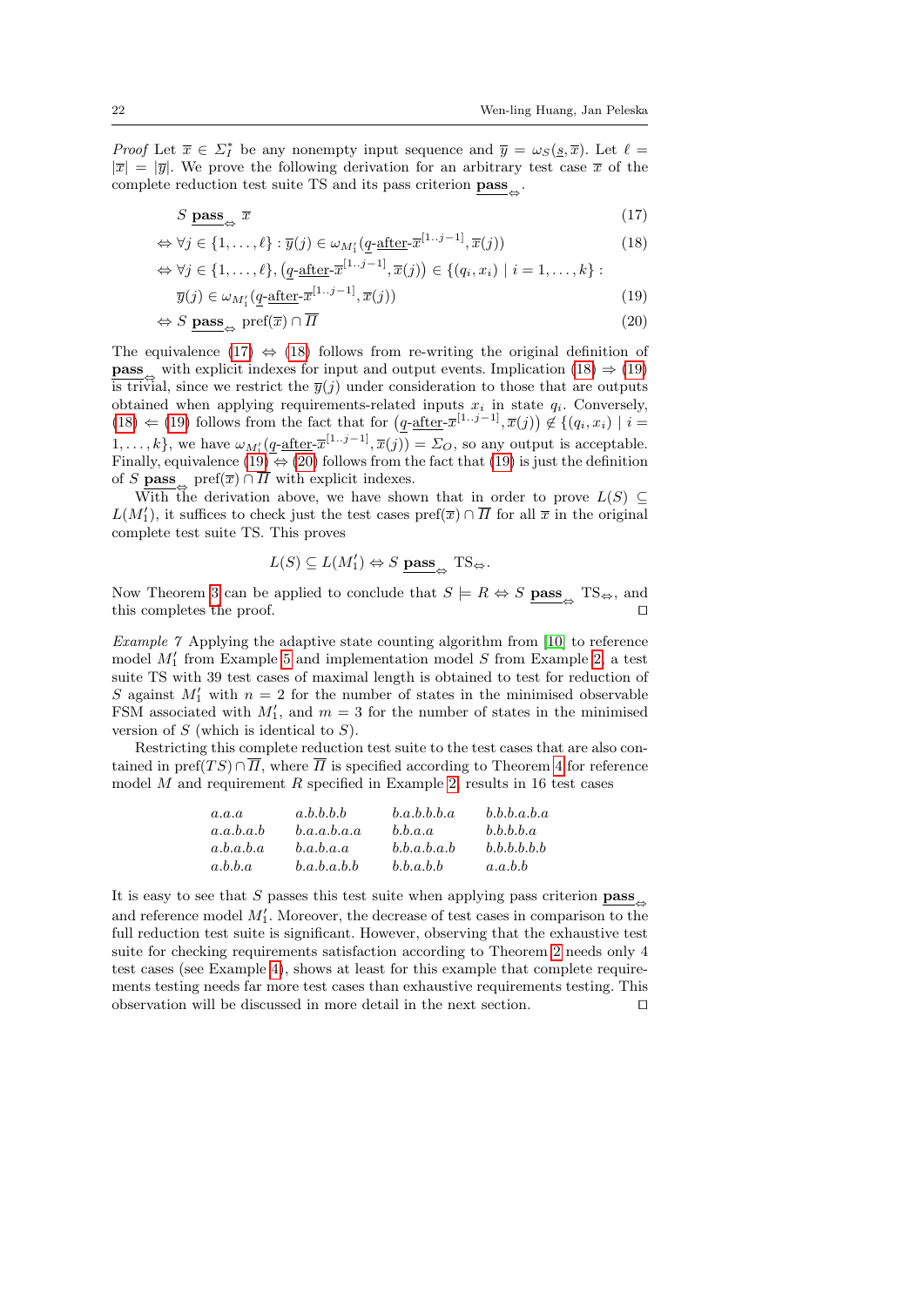*Proof* Let $\overline{x} \in \Sigma_I^*$ be any nonempty input sequence and $\overline{y} = \omega_S(\underline{s}, \overline{x})$. Let $\ell = |\overline{x}| = |\overline{y}|$. We prove the following derivation for an arbitrary test case $\overline{x}$ of the complete reduction test suite TS and its pass criterion $\underline{\textbf{pass}}_{\Leftrightarrow}$.

$$S\ \underline{\textbf{pass}}_{\Leftrightarrow}\ \overline{x} \tag{17}$$

$$\Leftrightarrow \forall j \in \{1, \dots, \ell\} : \overline{y}(j) \in \omega_{M_1'}(\underline{q}\text{-}\underline{\text{after}}\text{-}\overline{x}^{[1..j-1]}, \overline{x}(j)) \tag{18}$$

$$\Leftrightarrow \forall j \in \{1, \dots, \ell\}, \big(\underline{q}\text{-}\underline{\text{after}}\text{-}\overline{x}^{[1..j-1]}, \overline{x}(j)\big) \in \{(q_i, x_i) \mid i = 1, \dots, k\} :$$
$$\overline{y}(j) \in \omega_{M_1'}(\underline{q}\text{-}\underline{\text{after}}\text{-}\overline{x}^{[1..j-1]}, \overline{x}(j)) \tag{19}$$

$$\Leftrightarrow S\ \underline{\textbf{pass}}_{\Leftrightarrow}\ \text{pref}(\overline{x}) \cap \overline{\Pi} \tag{20}$$

The equivalence (17) $\Leftrightarrow$ (18) follows from re-writing the original definition of $\underline{\textbf{pass}}_{\Leftrightarrow}$ with explicit indexes for input and output events. Implication (18) $\Rightarrow$ (19) is trivial, since we restrict the $\overline{y}(j)$ under consideration to those that are outputs obtained when applying requirements-related inputs $x_i$ in state $q_i$. Conversely, (18) $\Leftarrow$ (19) follows from the fact that for $\big(\underline{q}\text{-}\underline{\text{after}}\text{-}\overline{x}^{[1..j-1]}, \overline{x}(j)\big) \notin \{(q_i, x_i) \mid i = 1, \dots, k\}$, we have $\omega_{M_1'}(\underline{q}\text{-}\underline{\text{after}}\text{-}\overline{x}^{[1..j-1]}, \overline{x}(j)) = \Sigma_O$, so any output is acceptable. Finally, equivalence (19) $\Leftrightarrow$ (20) follows from the fact that (19) is just the definition of $S\ \underline{\textbf{pass}}_{\Leftrightarrow}\ \text{pref}(\overline{x}) \cap \overline{\Pi}$ with explicit indexes.

With the derivation above, we have shown that in order to prove $L(S) \subseteq L(M_1')$, it suffices to check just the test cases $\text{pref}(\overline{x}) \cap \overline{\Pi}$ for all $\overline{x}$ in the original complete test suite TS. This proves

$$L(S) \subseteq L(M_1') \Leftrightarrow S\ \underline{\textbf{pass}}_{\Leftrightarrow}\ \text{TS}_{\Leftrightarrow}.$$

Now Theorem 3 can be applied to conclude that $S \models R \Leftrightarrow S\ \underline{\textbf{pass}}_{\Leftrightarrow}\ \text{TS}_{\Leftrightarrow}$, and this completes the proof. □

*Example 7* Applying the adaptive state counting algorithm from [10] to reference model $M_1'$ from Example 5 and implementation model $S$ from Example 2, a test suite TS with 39 test cases of maximal length is obtained to test for reduction of $S$ against $M_1'$ with $n = 2$ for the number of states in the minimised observable FSM associated with $M_1'$, and $m = 3$ for the number of states in the minimised version of $S$ (which is identical to $S$).

Restricting this complete reduction test suite to the test cases that are also contained in $\text{pref}(TS) \cap \overline{\Pi}$, where $\overline{\Pi}$ is specified according to Theorem 4 for reference model $M$ and requirement $R$ specified in Example 2, results in 16 test cases

| | | | |
|---|---|---|---|
| $a.a.a$ | $a.b.b.b.b$ | $b.a.b.b.b.a$ | $b.b.b.a.b.a$ |
| $a.a.b.a.b$ | $b.a.a.b.a.a$ | $b.b.a.a$ | $b.b.b.b.a$ |
| $a.b.a.b.a$ | $b.a.b.a.a$ | $b.b.a.b.a.b$ | $b.b.b.b.b.b$ |
| $a.b.b.a$ | $b.a.b.a.b.b$ | $b.b.a.b.b$ | $a.a.b.b$ |

It is easy to see that $S$ passes this test suite when applying pass criterion $\underline{\textbf{pass}}_{\Leftrightarrow}$ and reference model $M_1'$. Moreover, the decrease of test cases in comparison to the full reduction test suite is significant. However, observing that the exhaustive test suite for checking requirements satisfaction according to Theorem 2 needs only 4 test cases (see Example 4), shows at least for this example that complete requirements testing needs far more test cases than exhaustive requirements testing. This observation will be discussed in more detail in the next section. □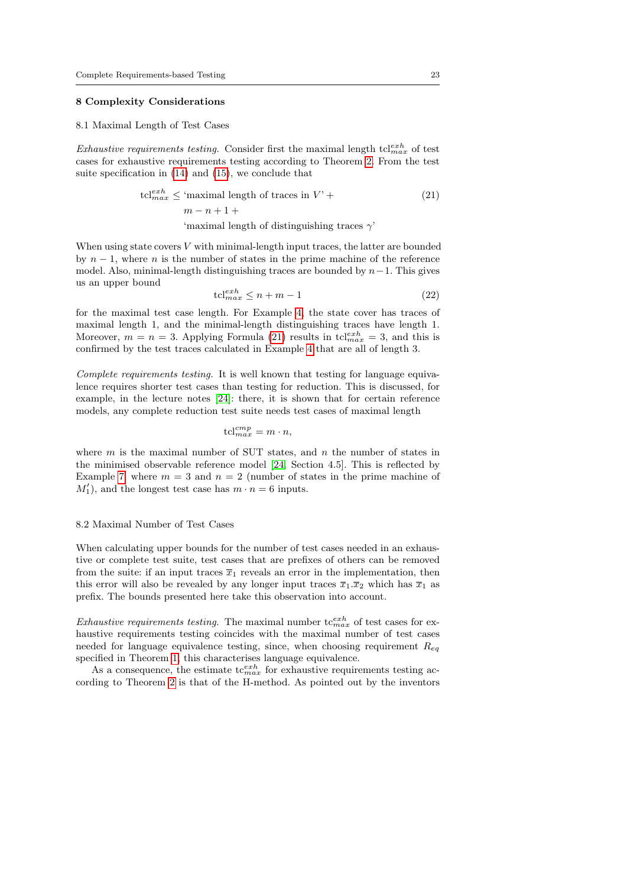## 8 Complexity Considerations

### 8.1 Maximal Length of Test Cases

*Exhaustive requirements testing.* Consider first the maximal length $\mathrm{tcl}^{exh}_{max}$ of test cases for exhaustive requirements testing according to Theorem 2. From the test suite specification in (14) and (15), we conclude that

$$
\begin{aligned}
\mathrm{tcl}^{exh}_{max} \leq\ & \text{`maximal length of traces in } V\text{'} + \\
& m - n + 1 + \\
& \text{`maximal length of distinguishing traces } \gamma\text{'}
\end{aligned} \tag{21}
$$

When using state covers $V$ with minimal-length input traces, the latter are bounded by $n - 1$, where $n$ is the number of states in the prime machine of the reference model. Also, minimal-length distinguishing traces are bounded by $n-1$. This gives us an upper bound

$$
\mathrm{tcl}^{exh}_{max} \leq n + m - 1 \tag{22}
$$

for the maximal test case length. For Example 4, the state cover has traces of maximal length 1, and the minimal-length distinguishing traces have length 1. Moreover, $m = n = 3$. Applying Formula (21) results in $\mathrm{tcl}^{exh}_{max} = 3$, and this is confirmed by the test traces calculated in Example 4 that are all of length 3.

*Complete requirements testing.* It is well known that testing for language equivalence requires shorter test cases than testing for reduction. This is discussed, for example, in the lecture notes [24]: there, it is shown that for certain reference models, any complete reduction test suite needs test cases of maximal length

$$
\mathrm{tcl}^{cmp}_{max} = m \cdot n,
$$

where $m$ is the maximal number of SUT states, and $n$ the number of states in the minimised observable reference model [24, Section 4.5]. This is reflected by Example 7, where $m = 3$ and $n = 2$ (number of states in the prime machine of $M_1'$), and the longest test case has $m \cdot n = 6$ inputs.

### 8.2 Maximal Number of Test Cases

When calculating upper bounds for the number of test cases needed in an exhaustive or complete test suite, test cases that are prefixes of others can be removed from the suite: if an input traces $\overline{x}_1$ reveals an error in the implementation, then this error will also be revealed by any longer input traces $\overline{x}_1.\overline{x}_2$ which has $\overline{x}_1$ as prefix. The bounds presented here take this observation into account.

*Exhaustive requirements testing.* The maximal number $\mathrm{tc}^{exh}_{max}$ of test cases for exhaustive requirements testing coincides with the maximal number of test cases needed for language equivalence testing, since, when choosing requirement $R_{eq}$ specified in Theorem 1, this characterises language equivalence.

As a consequence, the estimate $\mathrm{tc}^{exh}_{max}$ for exhaustive requirements testing according to Theorem 2 is that of the H-method. As pointed out by the inventors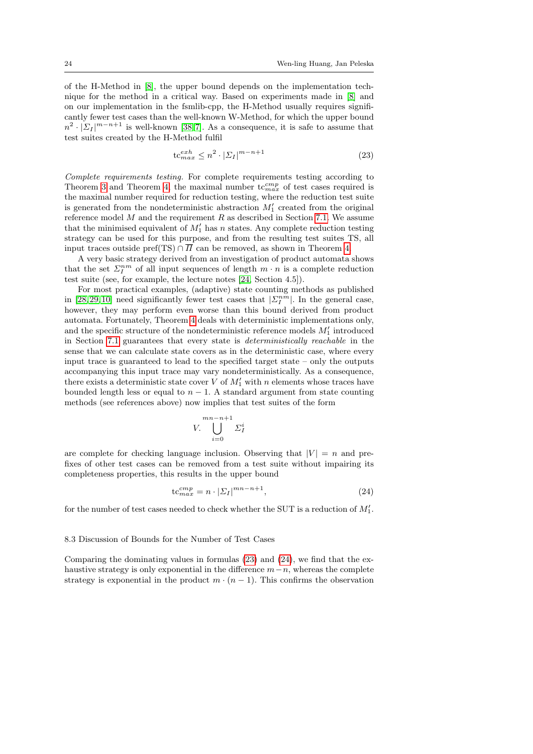of the H-Method in [8], the upper bound depends on the implementation technique for the method in a critical way. Based on experiments made in [8] and on our implementation in the fsmlib-cpp, the H-Method usually requires significantly fewer test cases than the well-known W-Method, for which the upper bound $n^2 \cdot |\Sigma_I|^{m-n+1}$ is well-known [38,7]. As a consequence, it is safe to assume that test suites created by the H-Method fulfil

$$\mathrm{tc}^{exh}_{max} \leq n^2 \cdot |\Sigma_I|^{m-n+1} \tag{23}$$

*Complete requirements testing.* For complete requirements testing according to Theorem 3 and Theorem 4, the maximal number $\mathrm{tc}^{cmp}_{max}$ of test cases required is the maximal number required for reduction testing, where the reduction test suite is generated from the nondeterministic abstraction $M_1'$ created from the original reference model $M$ and the requirement $R$ as described in Section 7.1. We assume that the minimised equivalent of $M_1'$ has $n$ states. Any complete reduction testing strategy can be used for this purpose, and from the resulting test suites TS, all input traces outside $\mathrm{pref}(\mathrm{TS}) \cap \overline{\Pi}$ can be removed, as shown in Theorem 4.

A very basic strategy derived from an investigation of product automata shows that the set $\Sigma_I^{nm}$ of all input sequences of length $m \cdot n$ is a complete reduction test suite (see, for example, the lecture notes [24, Section 4.5]).

For most practical examples, (adaptive) state counting methods as published in [28,29,10] need significantly fewer test cases that $|\Sigma_I^{nm}|$. In the general case, however, they may perform even worse than this bound derived from product automata. Fortunately, Theorem 4 deals with deterministic implementations only, and the specific structure of the nondeterministic reference models $M_1'$ introduced in Section 7.1 guarantees that every state is *deterministically reachable* in the sense that we can calculate state covers as in the deterministic case, where every input trace is guaranteed to lead to the specified target state – only the outputs accompanying this input trace may vary nondeterministically. As a consequence, there exists a deterministic state cover $V$ of $M_1'$ with $n$ elements whose traces have bounded length less or equal to $n-1$. A standard argument from state counting methods (see references above) now implies that test suites of the form

$$V.\bigcup_{i=0}^{mn-n+1} \Sigma_I^i$$

are complete for checking language inclusion. Observing that $|V| = n$ and prefixes of other test cases can be removed from a test suite without impairing its completeness properties, this results in the upper bound

$$\mathrm{tc}^{cmp}_{max} = n \cdot |\Sigma_I|^{mn-n+1}, \tag{24}$$

for the number of test cases needed to check whether the SUT is a reduction of $M_1'$.

### 8.3 Discussion of Bounds for the Number of Test Cases

Comparing the dominating values in formulas (23) and (24), we find that the exhaustive strategy is only exponential in the difference $m-n$, whereas the complete strategy is exponential in the product $m \cdot (n-1)$. This confirms the observation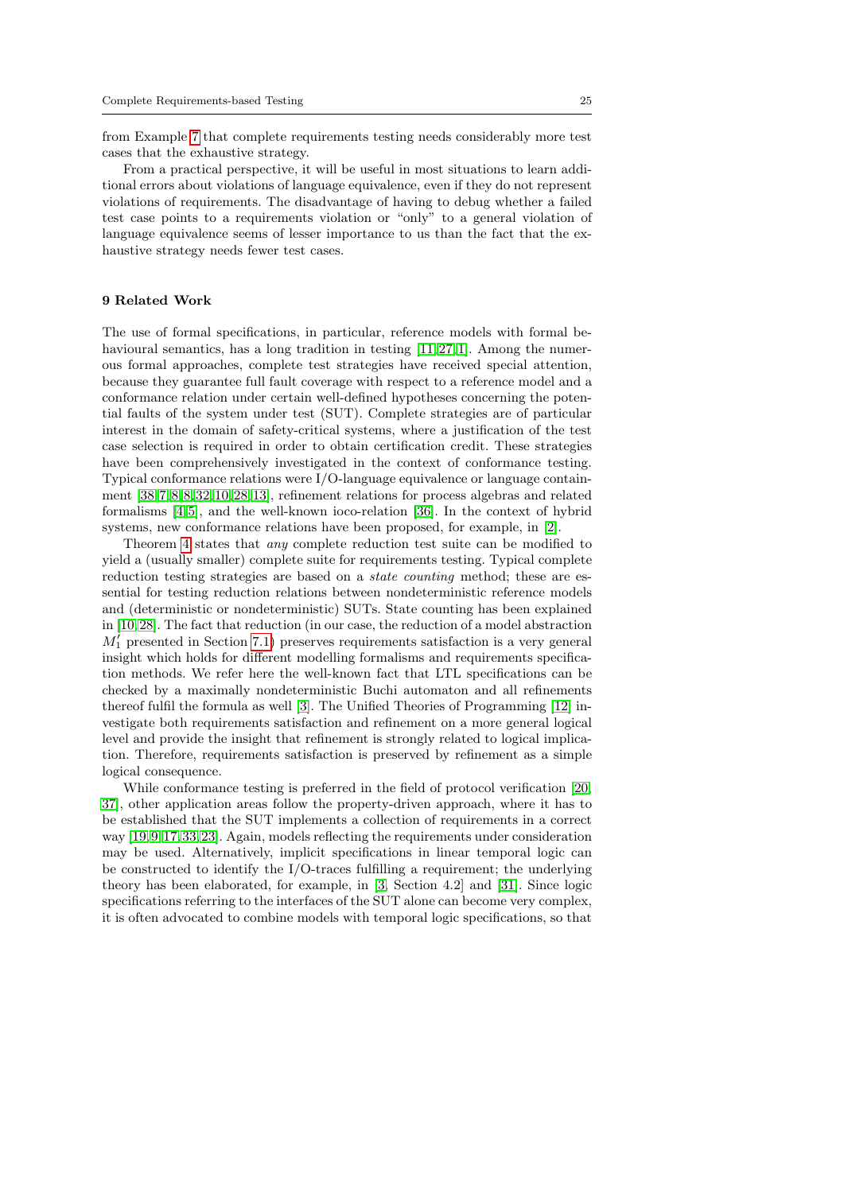from Example 7 that complete requirements testing needs considerably more test cases that the exhaustive strategy.

From a practical perspective, it will be useful in most situations to learn additional errors about violations of language equivalence, even if they do not represent violations of requirements. The disadvantage of having to debug whether a failed test case points to a requirements violation or "only" to a general violation of language equivalence seems of lesser importance to us than the fact that the exhaustive strategy needs fewer test cases.

## 9 Related Work

The use of formal specifications, in particular, reference models with formal behavioural semantics, has a long tradition in testing [11,27,1]. Among the numerous formal approaches, complete test strategies have received special attention, because they guarantee full fault coverage with respect to a reference model and a conformance relation under certain well-defined hypotheses concerning the potential faults of the system under test (SUT). Complete strategies are of particular interest in the domain of safety-critical systems, where a justification of the test case selection is required in order to obtain certification credit. These strategies have been comprehensively investigated in the context of conformance testing. Typical conformance relations were I/O-language equivalence or language containment [38,7,8,8,32,10,28,13], refinement relations for process algebras and related formalisms [4,5], and the well-known ioco-relation [36]. In the context of hybrid systems, new conformance relations have been proposed, for example, in [2].

Theorem 4 states that *any* complete reduction test suite can be modified to yield a (usually smaller) complete suite for requirements testing. Typical complete reduction testing strategies are based on a *state counting* method; these are essential for testing reduction relations between nondeterministic reference models and (deterministic or nondeterministic) SUTs. State counting has been explained in [10,28]. The fact that reduction (in our case, the reduction of a model abstraction $M_1'$ presented in Section 7.1) preserves requirements satisfaction is a very general insight which holds for different modelling formalisms and requirements specification methods. We refer here the well-known fact that LTL specifications can be checked by a maximally nondeterministic Buchi automaton and all refinements thereof fulfil the formula as well [3]. The Unified Theories of Programming [12] investigate both requirements satisfaction and refinement on a more general logical level and provide the insight that refinement is strongly related to logical implication. Therefore, requirements satisfaction is preserved by refinement as a simple logical consequence.

While conformance testing is preferred in the field of protocol verification [20, 37], other application areas follow the property-driven approach, where it has to be established that the SUT implements a collection of requirements in a correct way [19,9,17,33,23]. Again, models reflecting the requirements under consideration may be used. Alternatively, implicit specifications in linear temporal logic can be constructed to identify the I/O-traces fulfilling a requirement; the underlying theory has been elaborated, for example, in [3, Section 4.2] and [31]. Since logic specifications referring to the interfaces of the SUT alone can become very complex, it is often advocated to combine models with temporal logic specifications, so that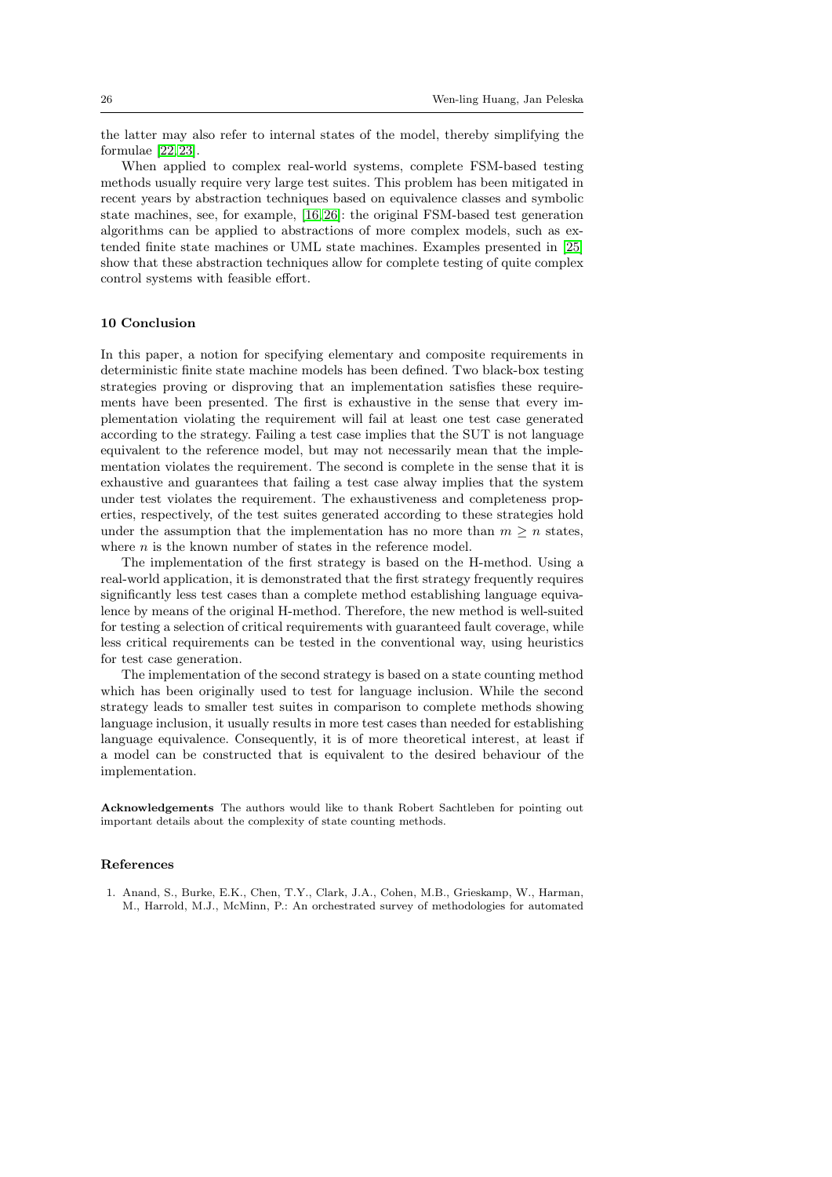the latter may also refer to internal states of the model, thereby simplifying the formulae [22,23].

When applied to complex real-world systems, complete FSM-based testing methods usually require very large test suites. This problem has been mitigated in recent years by abstraction techniques based on equivalence classes and symbolic state machines, see, for example, [16,26]: the original FSM-based test generation algorithms can be applied to abstractions of more complex models, such as extended finite state machines or UML state machines. Examples presented in [25] show that these abstraction techniques allow for complete testing of quite complex control systems with feasible effort.

## 10 Conclusion

In this paper, a notion for specifying elementary and composite requirements in deterministic finite state machine models has been defined. Two black-box testing strategies proving or disproving that an implementation satisfies these requirements have been presented. The first is exhaustive in the sense that every implementation violating the requirement will fail at least one test case generated according to the strategy. Failing a test case implies that the SUT is not language equivalent to the reference model, but may not necessarily mean that the implementation violates the requirement. The second is complete in the sense that it is exhaustive and guarantees that failing a test case alway implies that the system under test violates the requirement. The exhaustiveness and completeness properties, respectively, of the test suites generated according to these strategies hold under the assumption that the implementation has no more than $m \geq n$ states, where $n$ is the known number of states in the reference model.

The implementation of the first strategy is based on the H-method. Using a real-world application, it is demonstrated that the first strategy frequently requires significantly less test cases than a complete method establishing language equivalence by means of the original H-method. Therefore, the new method is well-suited for testing a selection of critical requirements with guaranteed fault coverage, while less critical requirements can be tested in the conventional way, using heuristics for test case generation.

The implementation of the second strategy is based on a state counting method which has been originally used to test for language inclusion. While the second strategy leads to smaller test suites in comparison to complete methods showing language inclusion, it usually results in more test cases than needed for establishing language equivalence. Consequently, it is of more theoretical interest, at least if a model can be constructed that is equivalent to the desired behaviour of the implementation.

**Acknowledgements** The authors would like to thank Robert Sachtleben for pointing out important details about the complexity of state counting methods.

## References

1. Anand, S., Burke, E.K., Chen, T.Y., Clark, J.A., Cohen, M.B., Grieskamp, W., Harman, M., Harrold, M.J., McMinn, P.: An orchestrated survey of methodologies for automated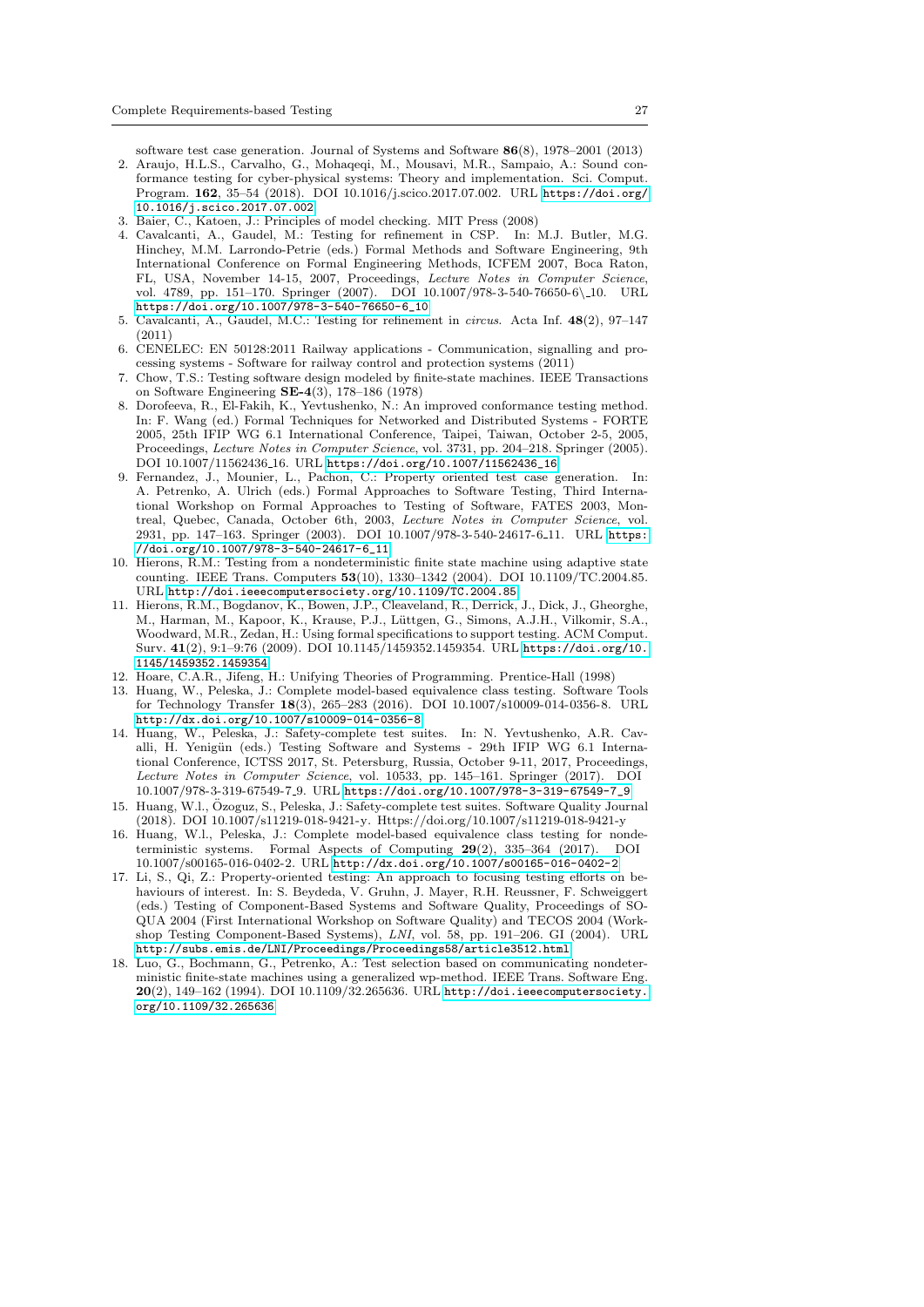software test case generation. Journal of Systems and Software **86**(8), 1978–2001 (2013)

2. Araujo, H.L.S., Carvalho, G., Mohaqeqi, M., Mousavi, M.R., Sampaio, A.: Sound conformance testing for cyber-physical systems: Theory and implementation. Sci. Comput. Program. **162**, 35–54 (2018). DOI 10.1016/j.scico.2017.07.002. URL https://doi.org/10.1016/j.scico.2017.07.002
3. Baier, C., Katoen, J.: Principles of model checking. MIT Press (2008)
4. Cavalcanti, A., Gaudel, M.: Testing for refinement in CSP. In: M.J. Butler, M.G. Hinchey, M.M. Larrondo-Petrie (eds.) Formal Methods and Software Engineering, 9th International Conference on Formal Engineering Methods, ICFEM 2007, Boca Raton, FL, USA, November 14-15, 2007, Proceedings, *Lecture Notes in Computer Science*, vol. 4789, pp. 151–170. Springer (2007). DOI 10.1007/978-3-540-76650-6\_10. URL https://doi.org/10.1007/978-3-540-76650-6_10
5. Cavalcanti, A., Gaudel, M.C.: Testing for refinement in *circus*. Acta Inf. **48**(2), 97–147 (2011)
6. CENELEC: EN 50128:2011 Railway applications - Communication, signalling and processing systems - Software for railway control and protection systems (2011)
7. Chow, T.S.: Testing software design modeled by finite-state machines. IEEE Transactions on Software Engineering **SE-4**(3), 178–186 (1978)
8. Dorofeeva, R., El-Fakih, K., Yevtushenko, N.: An improved conformance testing method. In: F. Wang (ed.) Formal Techniques for Networked and Distributed Systems - FORTE 2005, 25th IFIP WG 6.1 International Conference, Taipei, Taiwan, October 2-5, 2005, Proceedings, *Lecture Notes in Computer Science*, vol. 3731, pp. 204–218. Springer (2005). DOI 10.1007/11562436_16. URL https://doi.org/10.1007/11562436_16
9. Fernandez, J., Mounier, L., Pachon, C.: Property oriented test case generation. In: A. Petrenko, A. Ulrich (eds.) Formal Approaches to Software Testing, Third International Workshop on Formal Approaches to Testing of Software, FATES 2003, Montreal, Quebec, Canada, October 6th, 2003, *Lecture Notes in Computer Science*, vol. 2931, pp. 147–163. Springer (2003). DOI 10.1007/978-3-540-24617-6_11. URL https://doi.org/10.1007/978-3-540-24617-6_11
10. Hierons, R.M.: Testing from a nondeterministic finite state machine using adaptive state counting. IEEE Trans. Computers **53**(10), 1330–1342 (2004). DOI 10.1109/TC.2004.85. URL http://doi.ieeecomputersociety.org/10.1109/TC.2004.85
11. Hierons, R.M., Bogdanov, K., Bowen, J.P., Cleaveland, R., Derrick, J., Dick, J., Gheorghe, M., Harman, M., Kapoor, K., Krause, P.J., Lüttgen, G., Simons, A.J.H., Vilkomir, S.A., Woodward, M.R., Zedan, H.: Using formal specifications to support testing. ACM Comput. Surv. **41**(2), 9:1–9:76 (2009). DOI 10.1145/1459352.1459354. URL https://doi.org/10.1145/1459352.1459354
12. Hoare, C.A.R., Jifeng, H.: Unifying Theories of Programming. Prentice-Hall (1998)
13. Huang, W., Peleska, J.: Complete model-based equivalence class testing. Software Tools for Technology Transfer **18**(3), 265–283 (2016). DOI 10.1007/s10009-014-0356-8. URL http://dx.doi.org/10.1007/s10009-014-0356-8
14. Huang, W., Peleska, J.: Safety-complete test suites. In: N. Yevtushenko, A.R. Cavalli, H. Yenigün (eds.) Testing Software and Systems - 29th IFIP WG 6.1 International Conference, ICTSS 2017, St. Petersburg, Russia, October 9-11, 2017, Proceedings, *Lecture Notes in Computer Science*, vol. 10533, pp. 145–161. Springer (2017). DOI 10.1007/978-3-319-67549-7_9. URL https://doi.org/10.1007/978-3-319-67549-7_9
15. Huang, W.l., Özoguz, S., Peleska, J.: Safety-complete test suites. Software Quality Journal (2018). DOI 10.1007/s11219-018-9421-y. Https://doi.org/10.1007/s11219-018-9421-y
16. Huang, W.l., Peleska, J.: Complete model-based equivalence class testing for nondeterministic systems. Formal Aspects of Computing **29**(2), 335–364 (2017). DOI 10.1007/s00165-016-0402-2. URL http://dx.doi.org/10.1007/s00165-016-0402-2
17. Li, S., Qi, Z.: Property-oriented testing: An approach to focusing testing efforts on behaviours of interest. In: S. Beydeda, V. Gruhn, J. Mayer, R.H. Reussner, F. Schweiggert (eds.) Testing of Component-Based Systems and Software Quality, Proceedings of SOQUA 2004 (First International Workshop on Software Quality) and TECOS 2004 (Workshop Testing Component-Based Systems), *LNI*, vol. 58, pp. 191–206. GI (2004). URL http://subs.emis.de/LNI/Proceedings/Proceedings58/article3512.html
18. Luo, G., Bochmann, G., Petrenko, A.: Test selection based on communicating nondeterministic finite-state machines using a generalized wp-method. IEEE Trans. Software Eng. **20**(2), 149–162 (1994). DOI 10.1109/32.265636. URL http://doi.ieeecomputersociety.org/10.1109/32.265636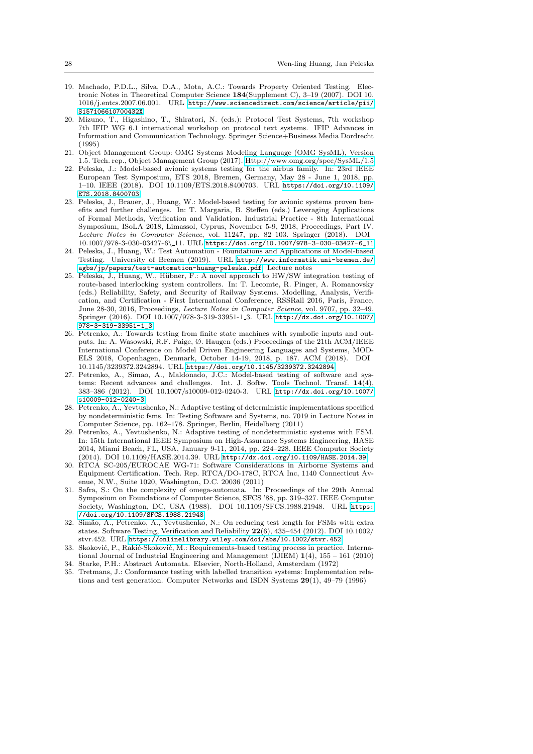19. Machado, P.D.L., Silva, D.A., Mota, A.C.: Towards Property Oriented Testing. Electronic Notes in Theoretical Computer Science **184**(Supplement C), 3–19 (2007). DOI 10.1016/j.entcs.2007.06.001. URL http://www.sciencedirect.com/science/article/pii/S157106610700432X
20. Mizuno, T., Higashino, T., Shiratori, N. (eds.): Protocol Test Systems, 7th workshop 7th IFIP WG 6.1 international workshop on protocol text systems. IFIP Advances in Information and Communication Technology. Springer Science+Business Media Dordrecht (1995)
21. Object Management Group: OMG Systems Modeling Language (OMG SysML), Version 1.5. Tech. rep., Object Management Group (2017). Http://www.omg.org/spec/SysML/1.5
22. Peleska, J.: Model-based avionic systems testing for the airbus family. In: 23rd IEEE European Test Symposium, ETS 2018, Bremen, Germany, May 28 - June 1, 2018, pp. 1–10. IEEE (2018). DOI 10.1109/ETS.2018.8400703. URL https://doi.org/10.1109/ETS.2018.8400703
23. Peleska, J., Brauer, J., Huang, W.: Model-based testing for avionic systems proven benefits and further challenges. In: T. Margaria, B. Steffen (eds.) Leveraging Applications of Formal Methods, Verification and Validation. Industrial Practice - 8th International Symposium, ISoLA 2018, Limassol, Cyprus, November 5-9, 2018, Proceedings, Part IV, *Lecture Notes in Computer Science*, vol. 11247, pp. 82–103. Springer (2018). DOI 10.1007/978-3-030-03427-6\_11. URL https://doi.org/10.1007/978-3-030-03427-6_11
24. Peleska, J., Huang, W.: Test Automation - Foundations and Applications of Model-based Testing. University of Bremen (2019). URL http://www.informatik.uni-bremen.de/agbs/jp/papers/test-automation-huang-peleska.pdf. Lecture notes
25. Peleska, J., Huang, W., Hübner, F.: A novel approach to HW/SW integration testing of route-based interlocking system controllers. In: T. Lecomte, R. Pinger, A. Romanovsky (eds.) Reliability, Safety, and Security of Railway Systems. Modelling, Analysis, Verification, and Certification - First International Conference, RSSRail 2016, Paris, France, June 28-30, 2016, Proceedings, *Lecture Notes in Computer Science*, vol. 9707, pp. 32–49. Springer (2016). DOI 10.1007/978-3-319-33951-1_3. URL http://dx.doi.org/10.1007/978-3-319-33951-1_3
26. Petrenko, A.: Towards testing from finite state machines with symbolic inputs and outputs. In: A. Wasowski, R.F. Paige, Ø. Haugen (eds.) Proceedings of the 21th ACM/IEEE International Conference on Model Driven Engineering Languages and Systems, MODELS 2018, Copenhagen, Denmark, October 14-19, 2018, p. 187. ACM (2018). DOI 10.1145/3239372.3242894. URL https://doi.org/10.1145/3239372.3242894
27. Petrenko, A., Simao, A., Maldonado, J.C.: Model-based testing of software and systems: Recent advances and challenges. Int. J. Softw. Tools Technol. Transf. **14**(4), 383–386 (2012). DOI 10.1007/s10009-012-0240-3. URL http://dx.doi.org/10.1007/s10009-012-0240-3
28. Petrenko, A., Yevtushenko, N.: Adaptive testing of deterministic implementations specified by nondeterministic fsms. In: Testing Software and Systems, no. 7019 in Lecture Notes in Computer Science, pp. 162–178. Springer, Berlin, Heidelberg (2011)
29. Petrenko, A., Yevtushenko, N.: Adaptive testing of nondeterministic systems with FSM. In: 15th International IEEE Symposium on High-Assurance Systems Engineering, HASE 2014, Miami Beach, FL, USA, January 9-11, 2014, pp. 224–228. IEEE Computer Society (2014). DOI 10.1109/HASE.2014.39. URL http://dx.doi.org/10.1109/HASE.2014.39
30. RTCA SC-205/EUROCAE WG-71: Software Considerations in Airborne Systems and Equipment Certification. Tech. Rep. RTCA/DO-178C, RTCA Inc, 1140 Connecticut Avenue, N.W., Suite 1020, Washington, D.C. 20036 (2011)
31. Safra, S.: On the complexity of omega-automata. In: Proceedings of the 29th Annual Symposium on Foundations of Computer Science, SFCS '88, pp. 319–327. IEEE Computer Society, Washington, DC, USA (1988). DOI 10.1109/SFCS.1988.21948. URL https://doi.org/10.1109/SFCS.1988.21948
32. Simão, A., Petrenko, A., Yevtushenko, N.: On reducing test length for FSMs with extra states. Software Testing, Verification and Reliability **22**(6), 435–454 (2012). DOI 10.1002/stvr.452. URL https://onlinelibrary.wiley.com/doi/abs/10.1002/stvr.452
33. Skoković, P., Rakić-Skoković, M.: Requirements-based testing process in practice. International Journal of Industrial Engineering and Management (IJIEM) **1**(4), 155 – 161 (2010)
34. Starke, P.H.: Abstract Automata. Elsevier, North-Holland, Amsterdam (1972)
35. Tretmans, J.: Conformance testing with labelled transition systems: Implementation relations and test generation. Computer Networks and ISDN Systems **29**(1), 49–79 (1996)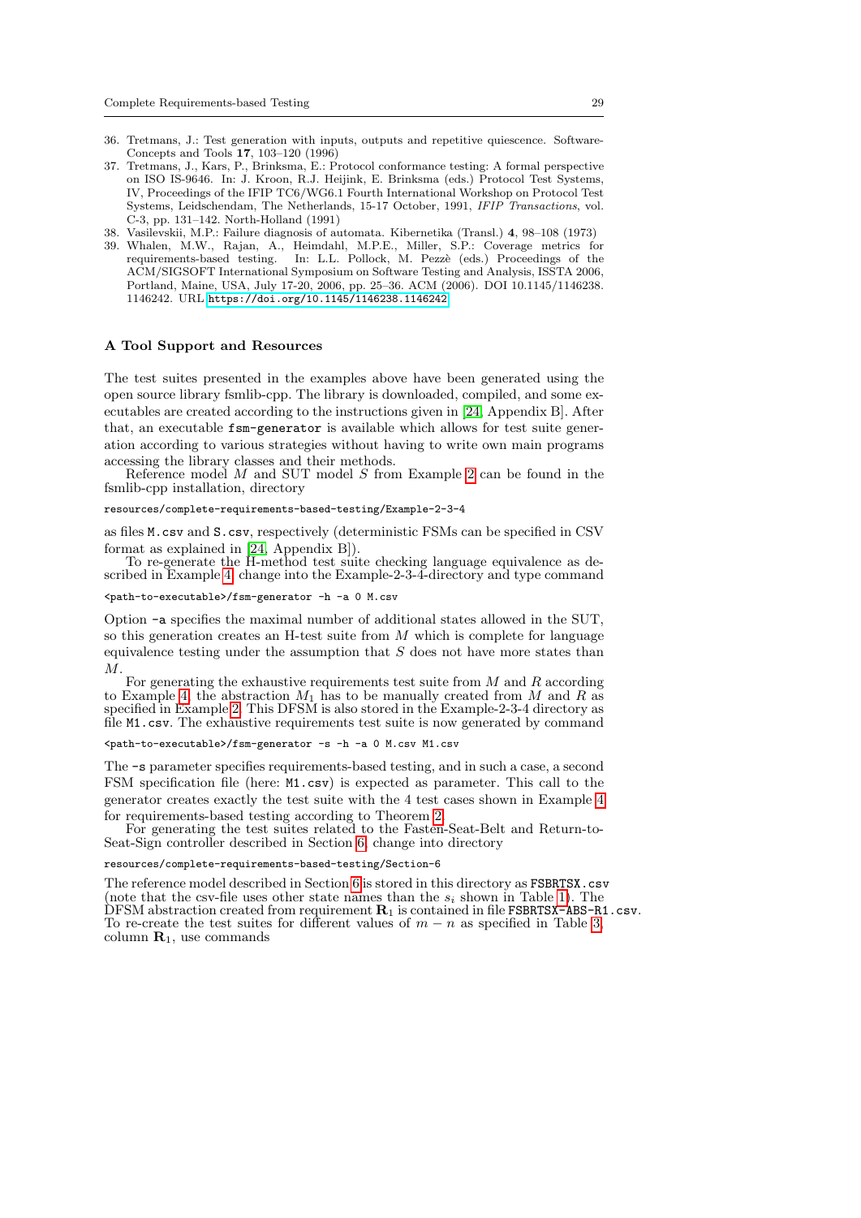36. Tretmans, J.: Test generation with inputs, outputs and repetitive quiescence. Software-Concepts and Tools **17**, 103–120 (1996)
37. Tretmans, J., Kars, P., Brinksma, E.: Protocol conformance testing: A formal perspective on ISO IS-9646. In: J. Kroon, R.J. Heijink, E. Brinksma (eds.) Protocol Test Systems, IV, Proceedings of the IFIP TC6/WG6.1 Fourth International Workshop on Protocol Test Systems, Leidschendam, The Netherlands, 15-17 October, 1991, *IFIP Transactions*, vol. C-3, pp. 131–142. North-Holland (1991)
38. Vasilevskii, M.P.: Failure diagnosis of automata. Kibernetika (Transl.) **4**, 98–108 (1973)
39. Whalen, M.W., Rajan, A., Heimdahl, M.P.E., Miller, S.P.: Coverage metrics for requirements-based testing. In: L.L. Pollock, M. Pezzè (eds.) Proceedings of the ACM/SIGSOFT International Symposium on Software Testing and Analysis, ISSTA 2006, Portland, Maine, USA, July 17-20, 2006, pp. 25–36. ACM (2006). DOI 10.1145/1146238.1146242. URL https://doi.org/10.1145/1146238.1146242

## A Tool Support and Resources

The test suites presented in the examples above have been generated using the open source library fsmlib-cpp. The library is downloaded, compiled, and some executables are created according to the instructions given in [24, Appendix B]. After that, an executable `fsm-generator` is available which allows for test suite generation according to various strategies without having to write own main programs accessing the library classes and their methods.

Reference model $M$ and SUT model $S$ from Example 2 can be found in the fsmlib-cpp installation, directory

```
resources/complete-requirements-based-testing/Example-2-3-4
```

as files `M.csv` and `S.csv`, respectively (deterministic FSMs can be specified in CSV format as explained in [24, Appendix B]).

To re-generate the H-method test suite checking language equivalence as described in Example 4, change into the Example-2-3-4-directory and type command

```
<path-to-executable>/fsm-generator -h -a 0 M.csv
```

Option `-a` specifies the maximal number of additional states allowed in the SUT, so this generation creates an H-test suite from $M$ which is complete for language equivalence testing under the assumption that $S$ does not have more states than $M$.

For generating the exhaustive requirements test suite from $M$ and $R$ according to Example 4, the abstraction $M_1$ has to be manually created from $M$ and $R$ as specified in Example 2. This DFSM is also stored in the Example-2-3-4 directory as file `M1.csv`. The exhaustive requirements test suite is now generated by command

```
<path-to-executable>/fsm-generator -s -h -a 0 M.csv M1.csv
```

The `-s` parameter specifies requirements-based testing, and in such a case, a second FSM specification file (here: `M1.csv`) is expected as parameter. This call to the generator creates exactly the test suite with the 4 test cases shown in Example 4 for requirements-based testing according to Theorem 2.

For generating the test suites related to the Fasten-Seat-Belt and Return-to-Seat-Sign controller described in Section 6, change into directory

```
resources/complete-requirements-based-testing/Section-6
```

The reference model described in Section 6 is stored in this directory as `FSBRTSX.csv` (note that the csv-file uses other state names than the $s_i$ shown in Table 1). The DFSM abstraction created from requirement $\mathbf{R}_1$ is contained in file `FSBRTSX-ABS-R1.csv`. To re-create the test suites for different values of $m - n$ as specified in Table 3, column $\mathbf{R}_1$, use commands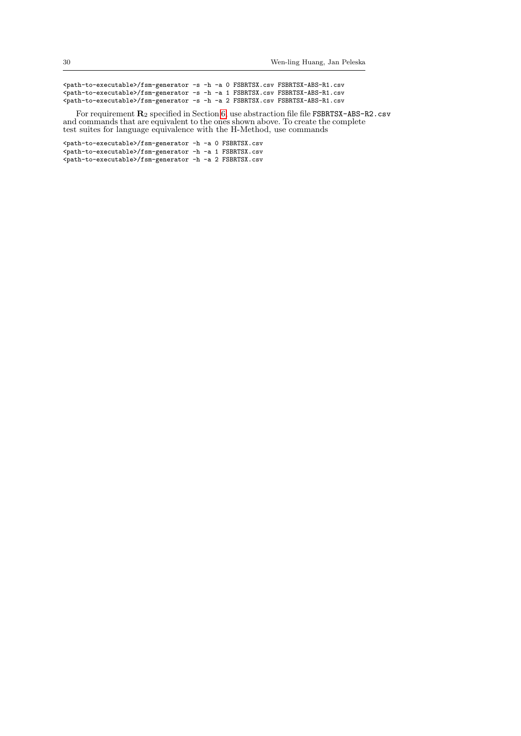```
<path-to-executable>/fsm-generator -s -h -a 0 FSBRTSX.csv FSBRTSX-ABS-R1.csv
<path-to-executable>/fsm-generator -s -h -a 1 FSBRTSX.csv FSBRTSX-ABS-R1.csv
<path-to-executable>/fsm-generator -s -h -a 2 FSBRTSX.csv FSBRTSX-ABS-R1.csv
```

For requirement $\mathbf{R}_2$ specified in Section 6, use abstraction file file `FSBRTSX-ABS-R2.csv` and commands that are equivalent to the ones shown above. To create the complete test suites for language equivalence with the H-Method, use commands

```
<path-to-executable>/fsm-generator -h -a 0 FSBRTSX.csv
<path-to-executable>/fsm-generator -h -a 1 FSBRTSX.csv
<path-to-executable>/fsm-generator -h -a 2 FSBRTSX.csv
```